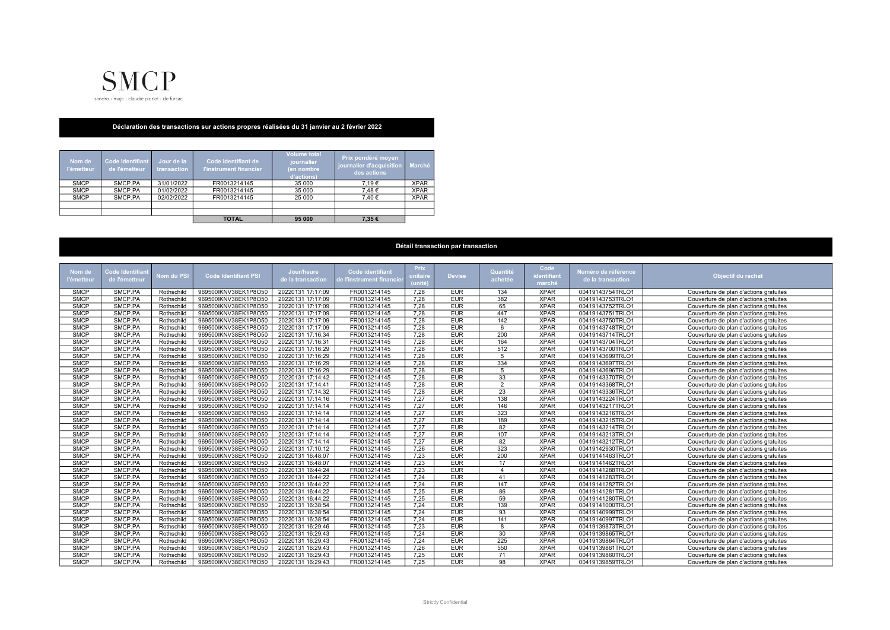SMCP

sandro - maje - claudie pierlot - de fursac

## Déclaration des transactions sur actions propres réalisées du 31 janvier au 2 février 2022

| Nom de l'émetteur | Code Identifiant de l'émetteur | Jour de la transaction | Code identifiant de l'instrument financier | Volume total journalier (en nombre d'actions) | Prix pondéré moyen journalier d'acquisition des actions | Marché |
|---|---|---|---|---|---|---|
| SMCP | SMCP.PA | 31/01/2022 | FR0013214145 | 35 000 | 7,19 € | XPAR |
| SMCP | SMCP.PA | 01/02/2022 | FR0013214145 | 35 000 | 7,48 € | XPAR |
| SMCP | SMCP.PA | 02/02/2022 | FR0013214145 | 25 000 | 7,40 € | XPAR |
| | | | | | | |
| | | | | | | |
| | | | **TOTAL** | **95 000** | **7,35 €** | |

## Détail transaction par transaction

| Nom de l'émetteur | Code Identifiant de l'émetteur | Nom du PSI | Code Identifiant PSI | Jour/heure de la transaction | Code identifiant de l'instrument financier | Prix unitaire (unité) | Devise | Quantité achetée | Code identifiant marché | Numéro de référence de la transaction | Objectif du rachat |
|---|---|---|---|---|---|---|---|---|---|---|---|
| SMCP | SMCP.PA | Rothschild | 969500IKNV38EK1P8O50 | 20220131 17:17:09 | FR0013214145 | 7,28 | EUR | 134 | XPAR | 00419143754TRLO1 | Couverture de plan d'actions gratuites |
| SMCP | SMCP.PA | Rothschild | 969500IKNV38EK1P8O50 | 20220131 17:17:09 | FR0013214145 | 7,28 | EUR | 382 | XPAR | 00419143753TRLO1 | Couverture de plan d'actions gratuites |
| SMCP | SMCP.PA | Rothschild | 969500IKNV38EK1P8O50 | 20220131 17:17:09 | FR0013214145 | 7,28 | EUR | 65 | XPAR | 00419143752TRLO1 | Couverture de plan d'actions gratuites |
| SMCP | SMCP.PA | Rothschild | 969500IKNV38EK1P8O50 | 20220131 17:17:09 | FR0013214145 | 7,28 | EUR | 447 | XPAR | 00419143751TRLO1 | Couverture de plan d'actions gratuites |
| SMCP | SMCP.PA | Rothschild | 969500IKNV38EK1P8O50 | 20220131 17:17:09 | FR0013214145 | 7,28 | EUR | 142 | XPAR | 00419143750TRLO1 | Couverture de plan d'actions gratuites |
| SMCP | SMCP.PA | Rothschild | 969500IKNV38EK1P8O50 | 20220131 17:17:09 | FR0013214145 | 7,28 | EUR | 6 | XPAR | 00419143748TRLO1 | Couverture de plan d'actions gratuites |
| SMCP | SMCP.PA | Rothschild | 969500IKNV38EK1P8O50 | 20220131 17:16:34 | FR0013214145 | 7,28 | EUR | 200 | XPAR | 00419143714TRLO1 | Couverture de plan d'actions gratuites |
| SMCP | SMCP.PA | Rothschild | 969500IKNV38EK1P8O50 | 20220131 17:16:31 | FR0013214145 | 7,28 | EUR | 164 | XPAR | 00419143704TRLO1 | Couverture de plan d'actions gratuites |
| SMCP | SMCP.PA | Rothschild | 969500IKNV38EK1P8O50 | 20220131 17:16:29 | FR0013214145 | 7,28 | EUR | 512 | XPAR | 00419143700TRLO1 | Couverture de plan d'actions gratuites |
| SMCP | SMCP.PA | Rothschild | 969500IKNV38EK1P8O50 | 20220131 17:16:29 | FR0013214145 | 7,28 | EUR | 5 | XPAR | 00419143699TRLO1 | Couverture de plan d'actions gratuites |
| SMCP | SMCP.PA | Rothschild | 969500IKNV38EK1P8O50 | 20220131 17:16:29 | FR0013214145 | 7,28 | EUR | 334 | XPAR | 00419143697TRLO1 | Couverture de plan d'actions gratuites |
| SMCP | SMCP.PA | Rothschild | 969500IKNV38EK1P8O50 | 20220131 17:16:29 | FR0013214145 | 7,28 | EUR | 5 | XPAR | 00419143696TRLO1 | Couverture de plan d'actions gratuites |
| SMCP | SMCP.PA | Rothschild | 969500IKNV38EK1P8O50 | 20220131 17:14:42 | FR0013214145 | 7,28 | EUR | 33 | XPAR | 00419143370TRLO1 | Couverture de plan d'actions gratuites |
| SMCP | SMCP.PA | Rothschild | 969500IKNV38EK1P8O50 | 20220131 17:14:41 | FR0013214145 | 7,28 | EUR | 2 | XPAR | 00419143368TRLO1 | Couverture de plan d'actions gratuites |
| SMCP | SMCP.PA | Rothschild | 969500IKNV38EK1P8O50 | 20220131 17:14:32 | FR0013214145 | 7,28 | EUR | 23 | XPAR | 00419143336TRLO1 | Couverture de plan d'actions gratuites |
| SMCP | SMCP.PA | Rothschild | 969500IKNV38EK1P8O50 | 20220131 17:14:16 | FR0013214145 | 7,27 | EUR | 138 | XPAR | 00419143224TRLO1 | Couverture de plan d'actions gratuites |
| SMCP | SMCP.PA | Rothschild | 969500IKNV38EK1P8O50 | 20220131 17:14:14 | FR0013214145 | 7,27 | EUR | 146 | XPAR | 00419143217TRLO1 | Couverture de plan d'actions gratuites |
| SMCP | SMCP.PA | Rothschild | 969500IKNV38EK1P8O50 | 20220131 17:14:14 | FR0013214145 | 7,27 | EUR | 323 | XPAR | 00419143216TRLO1 | Couverture de plan d'actions gratuites |
| SMCP | SMCP.PA | Rothschild | 969500IKNV38EK1P8O50 | 20220131 17:14:14 | FR0013214145 | 7,27 | EUR | 189 | XPAR | 00419143215TRLO1 | Couverture de plan d'actions gratuites |
| SMCP | SMCP.PA | Rothschild | 969500IKNV38EK1P8O50 | 20220131 17:14:14 | FR0013214145 | 7,27 | EUR | 82 | XPAR | 00419143214TRLO1 | Couverture de plan d'actions gratuites |
| SMCP | SMCP.PA | Rothschild | 969500IKNV38EK1P8O50 | 20220131 17:14:14 | FR0013214145 | 7,27 | EUR | 107 | XPAR | 00419143213TRLO1 | Couverture de plan d'actions gratuites |
| SMCP | SMCP.PA | Rothschild | 969500IKNV38EK1P8O50 | 20220131 17:14:14 | FR0013214145 | 7,27 | EUR | 82 | XPAR | 00419143212TRLO1 | Couverture de plan d'actions gratuites |
| SMCP | SMCP.PA | Rothschild | 969500IKNV38EK1P8O50 | 20220131 17:10:12 | FR0013214145 | 7,26 | EUR | 323 | XPAR | 00419142930TRLO1 | Couverture de plan d'actions gratuites |
| SMCP | SMCP.PA | Rothschild | 969500IKNV38EK1P8O50 | 20220131 16:48:07 | FR0013214145 | 7,23 | EUR | 200 | XPAR | 00419141463TRLO1 | Couverture de plan d'actions gratuites |
| SMCP | SMCP.PA | Rothschild | 969500IKNV38EK1P8O50 | 20220131 16:48:07 | FR0013214145 | 7,23 | EUR | 17 | XPAR | 00419141462TRLO1 | Couverture de plan d'actions gratuites |
| SMCP | SMCP.PA | Rothschild | 969500IKNV38EK1P8O50 | 20220131 16:44:24 | FR0013214145 | 7,23 | EUR | 4 | XPAR | 00419141288TRLO1 | Couverture de plan d'actions gratuites |
| SMCP | SMCP.PA | Rothschild | 969500IKNV38EK1P8O50 | 20220131 16:44:22 | FR0013214145 | 7,24 | EUR | 41 | XPAR | 00419141283TRLO1 | Couverture de plan d'actions gratuites |
| SMCP | SMCP.PA | Rothschild | 969500IKNV38EK1P8O50 | 20220131 16:44:22 | FR0013214145 | 7,24 | EUR | 147 | XPAR | 00419141282TRLO1 | Couverture de plan d'actions gratuites |
| SMCP | SMCP.PA | Rothschild | 969500IKNV38EK1P8O50 | 20220131 16:44:22 | FR0013214145 | 7,25 | EUR | 86 | XPAR | 00419141281TRLO1 | Couverture de plan d'actions gratuites |
| SMCP | SMCP.PA | Rothschild | 969500IKNV38EK1P8O50 | 20220131 16:44:22 | FR0013214145 | 7,25 | EUR | 59 | XPAR | 00419141280TRLO1 | Couverture de plan d'actions gratuites |
| SMCP | SMCP.PA | Rothschild | 969500IKNV38EK1P8O50 | 20220131 16:38:54 | FR0013214145 | 7,24 | EUR | 139 | XPAR | 00419141000TRLO1 | Couverture de plan d'actions gratuites |
| SMCP | SMCP.PA | Rothschild | 969500IKNV38EK1P8O50 | 20220131 16:38:54 | FR0013214145 | 7,24 | EUR | 93 | XPAR | 00419140999TRLO1 | Couverture de plan d'actions gratuites |
| SMCP | SMCP.PA | Rothschild | 969500IKNV38EK1P8O50 | 20220131 16:38:54 | FR0013214145 | 7,24 | EUR | 141 | XPAR | 00419140997TRLO1 | Couverture de plan d'actions gratuites |
| SMCP | SMCP.PA | Rothschild | 969500IKNV38EK1P8O50 | 20220131 16:29:46 | FR0013214145 | 7,23 | EUR | 8 | XPAR | 00419139873TRLO1 | Couverture de plan d'actions gratuites |
| SMCP | SMCP.PA | Rothschild | 969500IKNV38EK1P8O50 | 20220131 16:29:43 | FR0013214145 | 7,24 | EUR | 30 | XPAR | 00419139865TRLO1 | Couverture de plan d'actions gratuites |
| SMCP | SMCP.PA | Rothschild | 969500IKNV38EK1P8O50 | 20220131 16:29:43 | FR0013214145 | 7,24 | EUR | 225 | XPAR | 00419139864TRLO1 | Couverture de plan d'actions gratuites |
| SMCP | SMCP.PA | Rothschild | 969500IKNV38EK1P8O50 | 20220131 16:29:43 | FR0013214145 | 7,26 | EUR | 550 | XPAR | 00419139861TRLO1 | Couverture de plan d'actions gratuites |
| SMCP | SMCP.PA | Rothschild | 969500IKNV38EK1P8O50 | 20220131 16:29:43 | FR0013214145 | 7,25 | EUR | 71 | XPAR | 00419139860TRLO1 | Couverture de plan d'actions gratuites |
| SMCP | SMCP.PA | Rothschild | 969500IKNV38EK1P8O50 | 20220131 16:29:43 | FR0013214145 | 7,25 | EUR | 98 | XPAR | 00419139859TRLO1 | Couverture de plan d'actions gratuites |

Strictly Confidential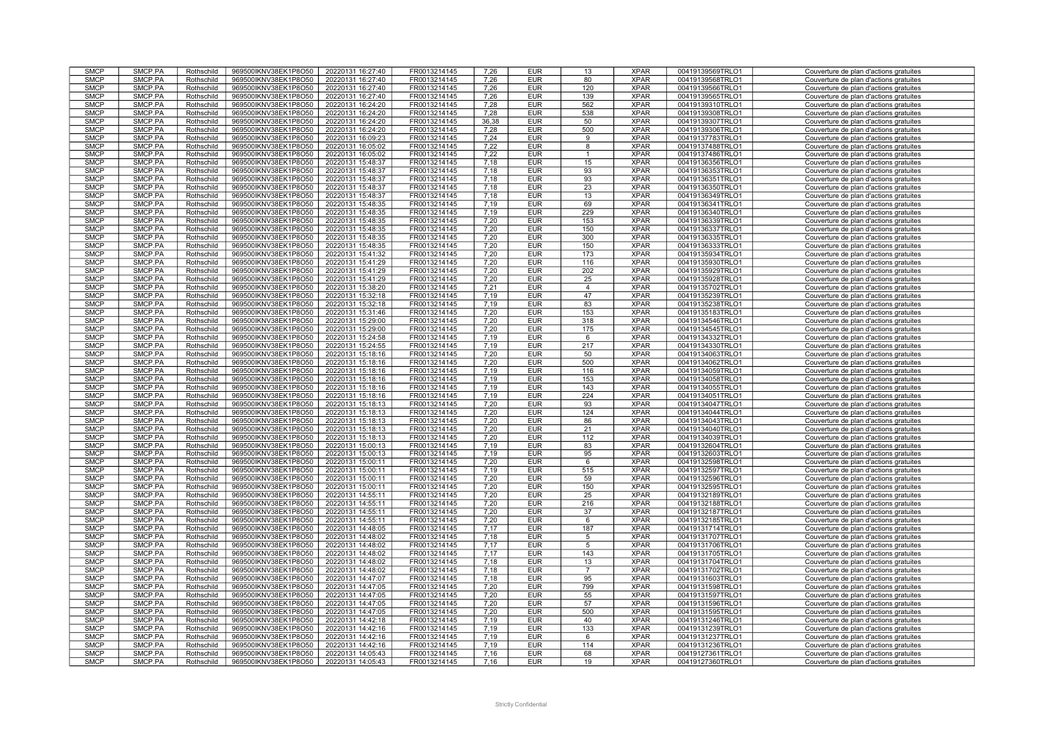| SMCP | SMCP.PA | Rothschild | 969500IKNV38EK1P8O50 | 20220131 16:27:40 | FR0013214145 | 7,26 | EUR | 13 | XPAR | 00419139569TRLO1 | Couverture de plan d'actions gratuites |
|---|---|---|---|---|---|---|---|---|---|---|---|
| SMCP | SMCP.PA | Rothschild | 969500IKNV38EK1P8O50 | 20220131 16:27:40 | FR0013214145 | 7,26 | EUR | 80 | XPAR | 00419139568TRLO1 | Couverture de plan d'actions gratuites |
| SMCP | SMCP.PA | Rothschild | 969500IKNV38EK1P8O50 | 20220131 16:27:40 | FR0013214145 | 7,26 | EUR | 120 | XPAR | 00419139566TRLO1 | Couverture de plan d'actions gratuites |
| SMCP | SMCP.PA | Rothschild | 969500IKNV38EK1P8O50 | 20220131 16:27:40 | FR0013214145 | 7,26 | EUR | 139 | XPAR | 00419139565TRLO1 | Couverture de plan d'actions gratuites |
| SMCP | SMCP.PA | Rothschild | 969500IKNV38EK1P8O50 | 20220131 16:24:20 | FR0013214145 | 7,28 | EUR | 562 | XPAR | 00419139310TRLO1 | Couverture de plan d'actions gratuites |
| SMCP | SMCP.PA | Rothschild | 969500IKNV38EK1P8O50 | 20220131 16:24:20 | FR0013214145 | 7,28 | EUR | 538 | XPAR | 00419139308TRLO1 | Couverture de plan d'actions gratuites |
| SMCP | SMCP.PA | Rothschild | 969500IKNV38EK1P8O50 | 20220131 16:24:20 | FR0013214145 | 36,38 | EUR | 50 | XPAR | 00419139307TRLO1 | Couverture de plan d'actions gratuites |
| SMCP | SMCP.PA | Rothschild | 969500IKNV38EK1P8O50 | 20220131 16:24:20 | FR0013214145 | 7,28 | EUR | 500 | XPAR | 00419139306TRLO1 | Couverture de plan d'actions gratuites |
| SMCP | SMCP.PA | Rothschild | 969500IKNV38EK1P8O50 | 20220131 16:09:23 | FR0013214145 | 7,24 | EUR | 9 | XPAR | 00419137783TRLO1 | Couverture de plan d'actions gratuites |
| SMCP | SMCP.PA | Rothschild | 969500IKNV38EK1P8O50 | 20220131 16:05:02 | FR0013214145 | 7,22 | EUR | 8 | XPAR | 00419137488TRLO1 | Couverture de plan d'actions gratuites |
| SMCP | SMCP.PA | Rothschild | 969500IKNV38EK1P8O50 | 20220131 16:05:02 | FR0013214145 | 7,22 | EUR | 1 | XPAR | 00419137486TRLO1 | Couverture de plan d'actions gratuites |
| SMCP | SMCP.PA | Rothschild | 969500IKNV38EK1P8O50 | 20220131 15:48:37 | FR0013214145 | 7,18 | EUR | 15 | XPAR | 00419136356TRLO1 | Couverture de plan d'actions gratuites |
| SMCP | SMCP.PA | Rothschild | 969500IKNV38EK1P8O50 | 20220131 15:48:37 | FR0013214145 | 7,18 | EUR | 93 | XPAR | 00419136353TRLO1 | Couverture de plan d'actions gratuites |
| SMCP | SMCP.PA | Rothschild | 969500IKNV38EK1P8O50 | 20220131 15:48:37 | FR0013214145 | 7,18 | EUR | 93 | XPAR | 00419136351TRLO1 | Couverture de plan d'actions gratuites |
| SMCP | SMCP.PA | Rothschild | 969500IKNV38EK1P8O50 | 20220131 15:48:37 | FR0013214145 | 7,18 | EUR | 23 | XPAR | 00419136350TRLO1 | Couverture de plan d'actions gratuites |
| SMCP | SMCP.PA | Rothschild | 969500IKNV38EK1P8O50 | 20220131 15:48:37 | FR0013214145 | 7,18 | EUR | 13 | XPAR | 00419136349TRLO1 | Couverture de plan d'actions gratuites |
| SMCP | SMCP.PA | Rothschild | 969500IKNV38EK1P8O50 | 20220131 15:48:35 | FR0013214145 | 7,19 | EUR | 69 | XPAR | 00419136341TRLO1 | Couverture de plan d'actions gratuites |
| SMCP | SMCP.PA | Rothschild | 969500IKNV38EK1P8O50 | 20220131 15:48:35 | FR0013214145 | 7,19 | EUR | 229 | XPAR | 00419136340TRLO1 | Couverture de plan d'actions gratuites |
| SMCP | SMCP.PA | Rothschild | 969500IKNV38EK1P8O50 | 20220131 15:48:35 | FR0013214145 | 7,20 | EUR | 153 | XPAR | 00419136339TRLO1 | Couverture de plan d'actions gratuites |
| SMCP | SMCP.PA | Rothschild | 969500IKNV38EK1P8O50 | 20220131 15:48:35 | FR0013214145 | 7,20 | EUR | 150 | XPAR | 00419136337TRLO1 | Couverture de plan d'actions gratuites |
| SMCP | SMCP.PA | Rothschild | 969500IKNV38EK1P8O50 | 20220131 15:48:35 | FR0013214145 | 7,20 | EUR | 300 | XPAR | 00419136335TRLO1 | Couverture de plan d'actions gratuites |
| SMCP | SMCP.PA | Rothschild | 969500IKNV38EK1P8O50 | 20220131 15:48:35 | FR0013214145 | 7,20 | EUR | 150 | XPAR | 00419136333TRLO1 | Couverture de plan d'actions gratuites |
| SMCP | SMCP.PA | Rothschild | 969500IKNV38EK1P8O50 | 20220131 15:41:32 | FR0013214145 | 7,20 | EUR | 173 | XPAR | 00419135934TRLO1 | Couverture de plan d'actions gratuites |
| SMCP | SMCP.PA | Rothschild | 969500IKNV38EK1P8O50 | 20220131 15:41:29 | FR0013214145 | 7,20 | EUR | 116 | XPAR | 00419135930TRLO1 | Couverture de plan d'actions gratuites |
| SMCP | SMCP.PA | Rothschild | 969500IKNV38EK1P8O50 | 20220131 15:41:29 | FR0013214145 | 7,20 | EUR | 202 | XPAR | 00419135929TRLO1 | Couverture de plan d'actions gratuites |
| SMCP | SMCP.PA | Rothschild | 969500IKNV38EK1P8O50 | 20220131 15:41:29 | FR0013214145 | 7,20 | EUR | 25 | XPAR | 00419135928TRLO1 | Couverture de plan d'actions gratuites |
| SMCP | SMCP.PA | Rothschild | 969500IKNV38EK1P8O50 | 20220131 15:38:20 | FR0013214145 | 7,21 | EUR | 4 | XPAR | 00419135702TRLO1 | Couverture de plan d'actions gratuites |
| SMCP | SMCP.PA | Rothschild | 969500IKNV38EK1P8O50 | 20220131 15:32:18 | FR0013214145 | 7,19 | EUR | 47 | XPAR | 00419135239TRLO1 | Couverture de plan d'actions gratuites |
| SMCP | SMCP.PA | Rothschild | 969500IKNV38EK1P8O50 | 20220131 15:32:18 | FR0013214145 | 7,19 | EUR | 83 | XPAR | 00419135238TRLO1 | Couverture de plan d'actions gratuites |
| SMCP | SMCP.PA | Rothschild | 969500IKNV38EK1P8O50 | 20220131 15:31:46 | FR0013214145 | 7,20 | EUR | 153 | XPAR | 00419135183TRLO1 | Couverture de plan d'actions gratuites |
| SMCP | SMCP.PA | Rothschild | 969500IKNV38EK1P8O50 | 20220131 15:29:00 | FR0013214145 | 7,20 | EUR | 318 | XPAR | 00419134546TRLO1 | Couverture de plan d'actions gratuites |
| SMCP | SMCP.PA | Rothschild | 969500IKNV38EK1P8O50 | 20220131 15:29:00 | FR0013214145 | 7,20 | EUR | 175 | XPAR | 00419134545TRLO1 | Couverture de plan d'actions gratuites |
| SMCP | SMCP.PA | Rothschild | 969500IKNV38EK1P8O50 | 20220131 15:24:58 | FR0013214145 | 7,19 | EUR | 6 | XPAR | 00419134332TRLO1 | Couverture de plan d'actions gratuites |
| SMCP | SMCP.PA | Rothschild | 969500IKNV38EK1P8O50 | 20220131 15:24:55 | FR0013214145 | 7,19 | EUR | 217 | XPAR | 00419134330TRLO1 | Couverture de plan d'actions gratuites |
| SMCP | SMCP.PA | Rothschild | 969500IKNV38EK1P8O50 | 20220131 15:18:16 | FR0013214145 | 7,20 | EUR | 50 | XPAR | 00419134063TRLO1 | Couverture de plan d'actions gratuites |
| SMCP | SMCP.PA | Rothschild | 969500IKNV38EK1P8O50 | 20220131 15:18:16 | FR0013214145 | 7,20 | EUR | 500 | XPAR | 00419134062TRLO1 | Couverture de plan d'actions gratuites |
| SMCP | SMCP.PA | Rothschild | 969500IKNV38EK1P8O50 | 20220131 15:18:16 | FR0013214145 | 7,19 | EUR | 116 | XPAR | 00419134059TRLO1 | Couverture de plan d'actions gratuites |
| SMCP | SMCP.PA | Rothschild | 969500IKNV38EK1P8O50 | 20220131 15:18:16 | FR0013214145 | 7,19 | EUR | 153 | XPAR | 00419134058TRLO1 | Couverture de plan d'actions gratuites |
| SMCP | SMCP.PA | Rothschild | 969500IKNV38EK1P8O50 | 20220131 15:18:16 | FR0013214145 | 7,19 | EUR | 143 | XPAR | 00419134055TRLO1 | Couverture de plan d'actions gratuites |
| SMCP | SMCP.PA | Rothschild | 969500IKNV38EK1P8O50 | 20220131 15:18:16 | FR0013214145 | 7,19 | EUR | 224 | XPAR | 00419134051TRLO1 | Couverture de plan d'actions gratuites |
| SMCP | SMCP.PA | Rothschild | 969500IKNV38EK1P8O50 | 20220131 15:18:13 | FR0013214145 | 7,20 | EUR | 93 | XPAR | 00419134047TRLO1 | Couverture de plan d'actions gratuites |
| SMCP | SMCP.PA | Rothschild | 969500IKNV38EK1P8O50 | 20220131 15:18:13 | FR0013214145 | 7,20 | EUR | 124 | XPAR | 00419134044TRLO1 | Couverture de plan d'actions gratuites |
| SMCP | SMCP.PA | Rothschild | 969500IKNV38EK1P8O50 | 20220131 15:18:13 | FR0013214145 | 7,20 | EUR | 86 | XPAR | 00419134043TRLO1 | Couverture de plan d'actions gratuites |
| SMCP | SMCP.PA | Rothschild | 969500IKNV38EK1P8O50 | 20220131 15:18:13 | FR0013214145 | 7,20 | EUR | 21 | XPAR | 00419134040TRLO1 | Couverture de plan d'actions gratuites |
| SMCP | SMCP.PA | Rothschild | 969500IKNV38EK1P8O50 | 20220131 15:18:13 | FR0013214145 | 7,20 | EUR | 112 | XPAR | 00419134039TRLO1 | Couverture de plan d'actions gratuites |
| SMCP | SMCP.PA | Rothschild | 969500IKNV38EK1P8O50 | 20220131 15:00:13 | FR0013214145 | 7,19 | EUR | 83 | XPAR | 00419132604TRLO1 | Couverture de plan d'actions gratuites |
| SMCP | SMCP.PA | Rothschild | 969500IKNV38EK1P8O50 | 20220131 15:00:13 | FR0013214145 | 7,19 | EUR | 95 | XPAR | 00419132603TRLO1 | Couverture de plan d'actions gratuites |
| SMCP | SMCP.PA | Rothschild | 969500IKNV38EK1P8O50 | 20220131 15:00:11 | FR0013214145 | 7,20 | EUR | 6 | XPAR | 00419132598TRLO1 | Couverture de plan d'actions gratuites |
| SMCP | SMCP.PA | Rothschild | 969500IKNV38EK1P8O50 | 20220131 15:00:11 | FR0013214145 | 7,19 | EUR | 515 | XPAR | 00419132597TRLO1 | Couverture de plan d'actions gratuites |
| SMCP | SMCP.PA | Rothschild | 969500IKNV38EK1P8O50 | 20220131 15:00:11 | FR0013214145 | 7,20 | EUR | 59 | XPAR | 00419132596TRLO1 | Couverture de plan d'actions gratuites |
| SMCP | SMCP.PA | Rothschild | 969500IKNV38EK1P8O50 | 20220131 15:00:11 | FR0013214145 | 7,20 | EUR | 150 | XPAR | 00419132595TRLO1 | Couverture de plan d'actions gratuites |
| SMCP | SMCP.PA | Rothschild | 969500IKNV38EK1P8O50 | 20220131 14:55:11 | FR0013214145 | 7,20 | EUR | 25 | XPAR | 00419132189TRLO1 | Couverture de plan d'actions gratuites |
| SMCP | SMCP.PA | Rothschild | 969500IKNV38EK1P8O50 | 20220131 14:55:11 | FR0013214145 | 7,20 | EUR | 216 | XPAR | 00419132188TRLO1 | Couverture de plan d'actions gratuites |
| SMCP | SMCP.PA | Rothschild | 969500IKNV38EK1P8O50 | 20220131 14:55:11 | FR0013214145 | 7,20 | EUR | 37 | XPAR | 00419132187TRLO1 | Couverture de plan d'actions gratuites |
| SMCP | SMCP.PA | Rothschild | 969500IKNV38EK1P8O50 | 20220131 14:55:11 | FR0013214145 | 7,20 | EUR | 6 | XPAR | 00419132185TRLO1 | Couverture de plan d'actions gratuites |
| SMCP | SMCP.PA | Rothschild | 969500IKNV38EK1P8O50 | 20220131 14:48:05 | FR0013214145 | 7,17 | EUR | 187 | XPAR | 00419131714TRLO1 | Couverture de plan d'actions gratuites |
| SMCP | SMCP.PA | Rothschild | 969500IKNV38EK1P8O50 | 20220131 14:48:02 | FR0013214145 | 7,18 | EUR | 5 | XPAR | 00419131707TRLO1 | Couverture de plan d'actions gratuites |
| SMCP | SMCP.PA | Rothschild | 969500IKNV38EK1P8O50 | 20220131 14:48:02 | FR0013214145 | 7,17 | EUR | 5 | XPAR | 00419131706TRLO1 | Couverture de plan d'actions gratuites |
| SMCP | SMCP.PA | Rothschild | 969500IKNV38EK1P8O50 | 20220131 14:48:02 | FR0013214145 | 7,17 | EUR | 143 | XPAR | 00419131705TRLO1 | Couverture de plan d'actions gratuites |
| SMCP | SMCP.PA | Rothschild | 969500IKNV38EK1P8O50 | 20220131 14:48:02 | FR0013214145 | 7,18 | EUR | 13 | XPAR | 00419131704TRLO1 | Couverture de plan d'actions gratuites |
| SMCP | SMCP.PA | Rothschild | 969500IKNV38EK1P8O50 | 20220131 14:48:02 | FR0013214145 | 7,18 | EUR | 7 | XPAR | 00419131702TRLO1 | Couverture de plan d'actions gratuites |
| SMCP | SMCP.PA | Rothschild | 969500IKNV38EK1P8O50 | 20220131 14:47:07 | FR0013214145 | 7,18 | EUR | 95 | XPAR | 00419131603TRLO1 | Couverture de plan d'actions gratuites |
| SMCP | SMCP.PA | Rothschild | 969500IKNV38EK1P8O50 | 20220131 14:47:05 | FR0013214145 | 7,20 | EUR | 799 | XPAR | 00419131598TRLO1 | Couverture de plan d'actions gratuites |
| SMCP | SMCP.PA | Rothschild | 969500IKNV38EK1P8O50 | 20220131 14:47:05 | FR0013214145 | 7,20 | EUR | 55 | XPAR | 00419131597TRLO1 | Couverture de plan d'actions gratuites |
| SMCP | SMCP.PA | Rothschild | 969500IKNV38EK1P8O50 | 20220131 14:47:05 | FR0013214145 | 7,20 | EUR | 57 | XPAR | 00419131596TRLO1 | Couverture de plan d'actions gratuites |
| SMCP | SMCP.PA | Rothschild | 969500IKNV38EK1P8O50 | 20220131 14:47:05 | FR0013214145 | 7,20 | EUR | 500 | XPAR | 00419131595TRLO1 | Couverture de plan d'actions gratuites |
| SMCP | SMCP.PA | Rothschild | 969500IKNV38EK1P8O50 | 20220131 14:42:18 | FR0013214145 | 7,19 | EUR | 40 | XPAR | 00419131246TRLO1 | Couverture de plan d'actions gratuites |
| SMCP | SMCP.PA | Rothschild | 969500IKNV38EK1P8O50 | 20220131 14:42:16 | FR0013214145 | 7,19 | EUR | 133 | XPAR | 00419131239TRLO1 | Couverture de plan d'actions gratuites |
| SMCP | SMCP.PA | Rothschild | 969500IKNV38EK1P8O50 | 20220131 14:42:16 | FR0013214145 | 7,19 | EUR | 6 | XPAR | 00419131237TRLO1 | Couverture de plan d'actions gratuites |
| SMCP | SMCP.PA | Rothschild | 969500IKNV38EK1P8O50 | 20220131 14:42:16 | FR0013214145 | 7,19 | EUR | 114 | XPAR | 00419131236TRLO1 | Couverture de plan d'actions gratuites |
| SMCP | SMCP.PA | Rothschild | 969500IKNV38EK1P8O50 | 20220131 14:05:43 | FR0013214145 | 7,16 | EUR | 68 | XPAR | 00419127361TRLO1 | Couverture de plan d'actions gratuites |
| SMCP | SMCP.PA | Rothschild | 969500IKNV38EK1P8O50 | 20220131 14:05:43 | FR0013214145 | 7,16 | EUR | 19 | XPAR | 00419127360TRLO1 | Couverture de plan d'actions gratuites |

Strictly Confidential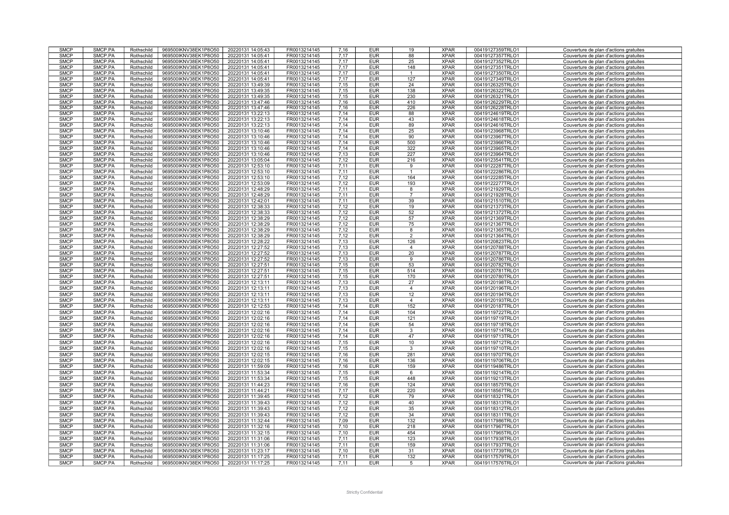| SMCP | SMCP.PA | Rothschild | 969500IKNV38EK1P8O50 | 20220131 14:05:43 | FR0013214145 | 7,16 | EUR | 19 | XPAR | 00419127359TRLO1 | Couverture de plan d'actions gratuites |
|---|---|---|---|---|---|---|---|---|---|---|---|
| SMCP | SMCP.PA | Rothschild | 969500IKNV38EK1P8O50 | 20220131 14:05:41 | FR0013214145 | 7,17 | EUR | 88 | XPAR | 00419127357TRLO1 | Couverture de plan d'actions gratuites |
| SMCP | SMCP.PA | Rothschild | 969500IKNV38EK1P8O50 | 20220131 14:05:41 | FR0013214145 | 7,17 | EUR | 25 | XPAR | 00419127352TRLO1 | Couverture de plan d'actions gratuites |
| SMCP | SMCP.PA | Rothschild | 969500IKNV38EK1P8O50 | 20220131 14:05:41 | FR0013214145 | 7,17 | EUR | 148 | XPAR | 00419127351TRLO1 | Couverture de plan d'actions gratuites |
| SMCP | SMCP.PA | Rothschild | 969500IKNV38EK1P8O50 | 20220131 14:05:41 | FR0013214145 | 7,17 | EUR | 1 | XPAR | 00419127350TRLO1 | Couverture de plan d'actions gratuites |
| SMCP | SMCP.PA | Rothschild | 969500IKNV38EK1P8O50 | 20220131 14:05:41 | FR0013214145 | 7,17 | EUR | 127 | XPAR | 00419127349TRLO1 | Couverture de plan d'actions gratuites |
| SMCP | SMCP.PA | Rothschild | 969500IKNV38EK1P8O50 | 20220131 13:49:39 | FR0013214145 | 7,15 | EUR | 24 | XPAR | 00419126325TRLO1 | Couverture de plan d'actions gratuites |
| SMCP | SMCP.PA | Rothschild | 969500IKNV38EK1P8O50 | 20220131 13:49:35 | FR0013214145 | 7,15 | EUR | 138 | XPAR | 00419126322TRLO1 | Couverture de plan d'actions gratuites |
| SMCP | SMCP.PA | Rothschild | 969500IKNV38EK1P8O50 | 20220131 13:49:35 | FR0013214145 | 7,15 | EUR | 230 | XPAR | 00419126321TRLO1 | Couverture de plan d'actions gratuites |
| SMCP | SMCP.PA | Rothschild | 969500IKNV38EK1P8O50 | 20220131 13:47:46 | FR0013214145 | 7,16 | EUR | 410 | XPAR | 00419126229TRLO1 | Couverture de plan d'actions gratuites |
| SMCP | SMCP.PA | Rothschild | 969500IKNV38EK1P8O50 | 20220131 13:47:46 | FR0013214145 | 7,16 | EUR | 226 | XPAR | 00419126228TRLO1 | Couverture de plan d'actions gratuites |
| SMCP | SMCP.PA | Rothschild | 969500IKNV38EK1P8O50 | 20220131 13:22:13 | FR0013214145 | 7,14 | EUR | 88 | XPAR | 00419124619TRLO1 | Couverture de plan d'actions gratuites |
| SMCP | SMCP.PA | Rothschild | 969500IKNV38EK1P8O50 | 20220131 13:22:13 | FR0013214145 | 7,14 | EUR | 43 | XPAR | 00419124618TRLO1 | Couverture de plan d'actions gratuites |
| SMCP | SMCP.PA | Rothschild | 969500IKNV38EK1P8O50 | 20220131 13:22:13 | FR0013214145 | 7,14 | EUR | 89 | XPAR | 00419124616TRLO1 | Couverture de plan d'actions gratuites |
| SMCP | SMCP.PA | Rothschild | 969500IKNV38EK1P8O50 | 20220131 13:10:46 | FR0013214145 | 7,14 | EUR | 25 | XPAR | 00419123968TRLO1 | Couverture de plan d'actions gratuites |
| SMCP | SMCP.PA | Rothschild | 969500IKNV38EK1P8O50 | 20220131 13:10:46 | FR0013214145 | 7,14 | EUR | 90 | XPAR | 00419123967TRLO1 | Couverture de plan d'actions gratuites |
| SMCP | SMCP.PA | Rothschild | 969500IKNV38EK1P8O50 | 20220131 13:10:46 | FR0013214145 | 7,14 | EUR | 500 | XPAR | 00419123966TRLO1 | Couverture de plan d'actions gratuites |
| SMCP | SMCP.PA | Rothschild | 969500IKNV38EK1P8O50 | 20220131 13:10:46 | FR0013214145 | 7,14 | EUR | 322 | XPAR | 00419123965TRLO1 | Couverture de plan d'actions gratuites |
| SMCP | SMCP.PA | Rothschild | 969500IKNV38EK1P8O50 | 20220131 13:10:46 | FR0013214145 | 7,13 | EUR | 227 | XPAR | 00419123964TRLO1 | Couverture de plan d'actions gratuites |
| SMCP | SMCP.PA | Rothschild | 969500IKNV38EK1P8O50 | 20220131 13:05:04 | FR0013214145 | 7,12 | EUR | 216 | XPAR | 00419123541TRLO1 | Couverture de plan d'actions gratuites |
| SMCP | SMCP.PA | Rothschild | 969500IKNV38EK1P8O50 | 20220131 12:53:10 | FR0013214145 | 7,11 | EUR | 9 | XPAR | 00419122287TRLO1 | Couverture de plan d'actions gratuites |
| SMCP | SMCP.PA | Rothschild | 969500IKNV38EK1P8O50 | 20220131 12:53:10 | FR0013214145 | 7,11 | EUR | 1 | XPAR | 00419122286TRLO1 | Couverture de plan d'actions gratuites |
| SMCP | SMCP.PA | Rothschild | 969500IKNV38EK1P8O50 | 20220131 12:53:10 | FR0013214145 | 7,12 | EUR | 164 | XPAR | 00419122285TRLO1 | Couverture de plan d'actions gratuites |
| SMCP | SMCP.PA | Rothschild | 969500IKNV38EK1P8O50 | 20220131 12:53:09 | FR0013214145 | 7,12 | EUR | 193 | XPAR | 00419122277TRLO1 | Couverture de plan d'actions gratuites |
| SMCP | SMCP.PA | Rothschild | 969500IKNV38EK1P8O50 | 20220131 12:48:29 | FR0013214145 | 7,11 | EUR | 8 | XPAR | 00419121929TRLO1 | Couverture de plan d'actions gratuites |
| SMCP | SMCP.PA | Rothschild | 969500IKNV38EK1P8O50 | 20220131 12:48:29 | FR0013214145 | 7,11 | EUR | 7 | XPAR | 00419121928TRLO1 | Couverture de plan d'actions gratuites |
| SMCP | SMCP.PA | Rothschild | 969500IKNV38EK1P8O50 | 20220131 12:42:01 | FR0013214145 | 7,11 | EUR | 39 | XPAR | 00419121510TRLO1 | Couverture de plan d'actions gratuites |
| SMCP | SMCP.PA | Rothschild | 969500IKNV38EK1P8O50 | 20220131 12:38:33 | FR0013214145 | 7,12 | EUR | 19 | XPAR | 00419121373TRLO1 | Couverture de plan d'actions gratuites |
| SMCP | SMCP.PA | Rothschild | 969500IKNV38EK1P8O50 | 20220131 12:38:33 | FR0013214145 | 7,12 | EUR | 52 | XPAR | 00419121372TRLO1 | Couverture de plan d'actions gratuites |
| SMCP | SMCP.PA | Rothschild | 969500IKNV38EK1P8O50 | 20220131 12:38:29 | FR0013214145 | 7,12 | EUR | 57 | XPAR | 00419121369TRLO1 | Couverture de plan d'actions gratuites |
| SMCP | SMCP.PA | Rothschild | 969500IKNV38EK1P8O50 | 20220131 12:38:29 | FR0013214145 | 7,12 | EUR | 75 | XPAR | 00419121367TRLO1 | Couverture de plan d'actions gratuites |
| SMCP | SMCP.PA | Rothschild | 969500IKNV38EK1P8O50 | 20220131 12:38:29 | FR0013214145 | 7,12 | EUR | 8 | XPAR | 00419121365TRLO1 | Couverture de plan d'actions gratuites |
| SMCP | SMCP.PA | Rothschild | 969500IKNV38EK1P8O50 | 20220131 12:38:29 | FR0013214145 | 7,12 | EUR | 2 | XPAR | 00419121364TRLO1 | Couverture de plan d'actions gratuites |
| SMCP | SMCP.PA | Rothschild | 969500IKNV38EK1P8O50 | 20220131 12:28:22 | FR0013214145 | 7,13 | EUR | 126 | XPAR | 00419120823TRLO1 | Couverture de plan d'actions gratuites |
| SMCP | SMCP.PA | Rothschild | 969500IKNV38EK1P8O50 | 20220131 12:27:52 | FR0013214145 | 7,13 | EUR | 4 | XPAR | 00419120788TRLO1 | Couverture de plan d'actions gratuites |
| SMCP | SMCP.PA | Rothschild | 969500IKNV38EK1P8O50 | 20220131 12:27:52 | FR0013214145 | 7,13 | EUR | 20 | XPAR | 00419120787TRLO1 | Couverture de plan d'actions gratuites |
| SMCP | SMCP.PA | Rothschild | 969500IKNV38EK1P8O50 | 20220131 12:27:52 | FR0013214145 | 7,13 | EUR | 9 | XPAR | 00419120786TRLO1 | Couverture de plan d'actions gratuites |
| SMCP | SMCP.PA | Rothschild | 969500IKNV38EK1P8O50 | 20220131 12:27:51 | FR0013214145 | 7,15 | EUR | 53 | XPAR | 00419120782TRLO1 | Couverture de plan d'actions gratuites |
| SMCP | SMCP.PA | Rothschild | 969500IKNV38EK1P8O50 | 20220131 12:27:51 | FR0013214145 | 7,15 | EUR | 514 | XPAR | 00419120781TRLO1 | Couverture de plan d'actions gratuites |
| SMCP | SMCP.PA | Rothschild | 969500IKNV38EK1P8O50 | 20220131 12:27:51 | FR0013214145 | 7,15 | EUR | 170 | XPAR | 00419120780TRLO1 | Couverture de plan d'actions gratuites |
| SMCP | SMCP.PA | Rothschild | 969500IKNV38EK1P8O50 | 20220131 12:13:11 | FR0013214145 | 7,13 | EUR | 27 | XPAR | 00419120198TRLO1 | Couverture de plan d'actions gratuites |
| SMCP | SMCP.PA | Rothschild | 969500IKNV38EK1P8O50 | 20220131 12:13:11 | FR0013214145 | 7,13 | EUR | 4 | XPAR | 00419120196TRLO1 | Couverture de plan d'actions gratuites |
| SMCP | SMCP.PA | Rothschild | 969500IKNV38EK1P8O50 | 20220131 12:13:11 | FR0013214145 | 7,13 | EUR | 12 | XPAR | 00419120194TRLO1 | Couverture de plan d'actions gratuites |
| SMCP | SMCP.PA | Rothschild | 969500IKNV38EK1P8O50 | 20220131 12:13:11 | FR0013214145 | 7,13 | EUR | 4 | XPAR | 00419120193TRLO1 | Couverture de plan d'actions gratuites |
| SMCP | SMCP.PA | Rothschild | 969500IKNV38EK1P8O50 | 20220131 12:12:53 | FR0013214145 | 7,14 | EUR | 152 | XPAR | 00419120187TRLO1 | Couverture de plan d'actions gratuites |
| SMCP | SMCP.PA | Rothschild | 969500IKNV38EK1P8O50 | 20220131 12:02:16 | FR0013214145 | 7,14 | EUR | 104 | XPAR | 00419119722TRLO1 | Couverture de plan d'actions gratuites |
| SMCP | SMCP.PA | Rothschild | 969500IKNV38EK1P8O50 | 20220131 12:02:16 | FR0013214145 | 7,14 | EUR | 121 | XPAR | 00419119719TRLO1 | Couverture de plan d'actions gratuites |
| SMCP | SMCP.PA | Rothschild | 969500IKNV38EK1P8O50 | 20220131 12:02:16 | FR0013214145 | 7,14 | EUR | 54 | XPAR | 00419119718TRLO1 | Couverture de plan d'actions gratuites |
| SMCP | SMCP.PA | Rothschild | 969500IKNV38EK1P8O50 | 20220131 12:02:16 | FR0013214145 | 7,14 | EUR | 3 | XPAR | 00419119714TRLO1 | Couverture de plan d'actions gratuites |
| SMCP | SMCP.PA | Rothschild | 969500IKNV38EK1P8O50 | 20220131 12:02:16 | FR0013214145 | 7,14 | EUR | 47 | XPAR | 00419119713TRLO1 | Couverture de plan d'actions gratuites |
| SMCP | SMCP.PA | Rothschild | 969500IKNV38EK1P8O50 | 20220131 12:02:16 | FR0013214145 | 7,15 | EUR | 10 | XPAR | 00419119712TRLO1 | Couverture de plan d'actions gratuites |
| SMCP | SMCP.PA | Rothschild | 969500IKNV38EK1P8O50 | 20220131 12:02:16 | FR0013214145 | 7,15 | EUR | 3 | XPAR | 00419119710TRLO1 | Couverture de plan d'actions gratuites |
| SMCP | SMCP.PA | Rothschild | 969500IKNV38EK1P8O50 | 20220131 12:02:15 | FR0013214145 | 7,16 | EUR | 281 | XPAR | 00419119707TRLO1 | Couverture de plan d'actions gratuites |
| SMCP | SMCP.PA | Rothschild | 969500IKNV38EK1P8O50 | 20220131 12:02:15 | FR0013214145 | 7,16 | EUR | 136 | XPAR | 00419119706TRLO1 | Couverture de plan d'actions gratuites |
| SMCP | SMCP.PA | Rothschild | 969500IKNV38EK1P8O50 | 20220131 11:59:09 | FR0013214145 | 7,16 | EUR | 159 | XPAR | 00419119486TRLO1 | Couverture de plan d'actions gratuites |
| SMCP | SMCP.PA | Rothschild | 969500IKNV38EK1P8O50 | 20220131 11:53:34 | FR0013214145 | 7,15 | EUR | 6 | XPAR | 00419119214TRLO1 | Couverture de plan d'actions gratuites |
| SMCP | SMCP.PA | Rothschild | 969500IKNV38EK1P8O50 | 20220131 11:53:34 | FR0013214145 | 7,15 | EUR | 448 | XPAR | 00419119213TRLO1 | Couverture de plan d'actions gratuites |
| SMCP | SMCP.PA | Rothschild | 969500IKNV38EK1P8O50 | 20220131 11:44:23 | FR0013214145 | 7,16 | EUR | 124 | XPAR | 00419118575TRLO1 | Couverture de plan d'actions gratuites |
| SMCP | SMCP.PA | Rothschild | 969500IKNV38EK1P8O50 | 20220131 11:44:21 | FR0013214145 | 7,17 | EUR | 220 | XPAR | 00419118567TRLO1 | Couverture de plan d'actions gratuites |
| SMCP | SMCP.PA | Rothschild | 969500IKNV38EK1P8O50 | 20220131 11:39:45 | FR0013214145 | 7,12 | EUR | 79 | XPAR | 00419118321TRLO1 | Couverture de plan d'actions gratuites |
| SMCP | SMCP.PA | Rothschild | 969500IKNV38EK1P8O50 | 20220131 11:39:43 | FR0013214145 | 7,12 | EUR | 40 | XPAR | 00419118313TRLO1 | Couverture de plan d'actions gratuites |
| SMCP | SMCP.PA | Rothschild | 969500IKNV38EK1P8O50 | 20220131 11:39:43 | FR0013214145 | 7,12 | EUR | 35 | XPAR | 00419118312TRLO1 | Couverture de plan d'actions gratuites |
| SMCP | SMCP.PA | Rothschild | 969500IKNV38EK1P8O50 | 20220131 11:39:43 | FR0013214145 | 7,12 | EUR | 34 | XPAR | 00419118311TRLO1 | Couverture de plan d'actions gratuites |
| SMCP | SMCP.PA | Rothschild | 969500IKNV38EK1P8O50 | 20220131 11:32:44 | FR0013214145 | 7,09 | EUR | 132 | XPAR | 00419117986TRLO1 | Couverture de plan d'actions gratuites |
| SMCP | SMCP.PA | Rothschild | 969500IKNV38EK1P8O50 | 20220131 11:32:16 | FR0013214145 | 7,10 | EUR | 218 | XPAR | 00419117967TRLO1 | Couverture de plan d'actions gratuites |
| SMCP | SMCP.PA | Rothschild | 969500IKNV38EK1P8O50 | 20220131 11:32:15 | FR0013214145 | 7,10 | EUR | 454 | XPAR | 00419117965TRLO1 | Couverture de plan d'actions gratuites |
| SMCP | SMCP.PA | Rothschild | 969500IKNV38EK1P8O50 | 20220131 11:31:06 | FR0013214145 | 7,11 | EUR | 123 | XPAR | 00419117938TRLO1 | Couverture de plan d'actions gratuites |
| SMCP | SMCP.PA | Rothschild | 969500IKNV38EK1P8O50 | 20220131 11:31:06 | FR0013214145 | 7,11 | EUR | 159 | XPAR | 00419117937TRLO1 | Couverture de plan d'actions gratuites |
| SMCP | SMCP.PA | Rothschild | 969500IKNV38EK1P8O50 | 20220131 11:23:17 | FR0013214145 | 7,10 | EUR | 31 | XPAR | 00419117739TRLO1 | Couverture de plan d'actions gratuites |
| SMCP | SMCP.PA | Rothschild | 969500IKNV38EK1P8O50 | 20220131 11:17:25 | FR0013214145 | 7,11 | EUR | 132 | XPAR | 00419117579TRLO1 | Couverture de plan d'actions gratuites |
| SMCP | SMCP.PA | Rothschild | 969500IKNV38EK1P8O50 | 20220131 11:17:25 | FR0013214145 | 7,11 | EUR | 5 | XPAR | 00419117576TRLO1 | Couverture de plan d'actions gratuites |

Strictly Confidential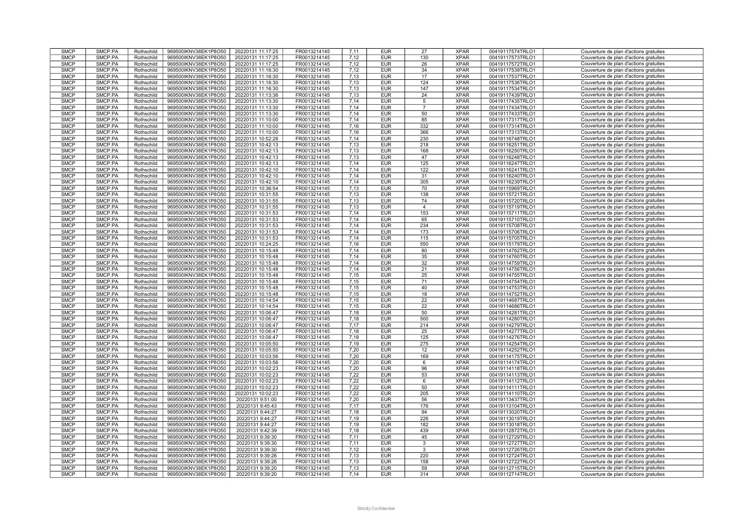| SMCP | SMCP.PA | Rothschild | 969500IKNV38EK1P8O50 | 20220131 11:17:25 | FR0013214145 | 7,11 | EUR | 27 | XPAR | 00419117574TRLO1 | Couverture de plan d'actions gratuites |
|---|---|---|---|---|---|---|---|---|---|---|---|
| SMCP | SMCP.PA | Rothschild | 969500IKNV38EK1P8O50 | 20220131 11:17:25 | FR0013214145 | 7,12 | EUR | 130 | XPAR | 00419117573TRLO1 | Couverture de plan d'actions gratuites |
| SMCP | SMCP.PA | Rothschild | 969500IKNV38EK1P8O50 | 20220131 11:17:25 | FR0013214145 | 7,12 | EUR | 26 | XPAR | 00419117572TRLO1 | Couverture de plan d'actions gratuites |
| SMCP | SMCP.PA | Rothschild | 969500IKNV38EK1P8O50 | 20220131 11:16:30 | FR0013214145 | 7,12 | EUR | 34 | XPAR | 00419117539TRLO1 | Couverture de plan d'actions gratuites |
| SMCP | SMCP.PA | Rothschild | 969500IKNV38EK1P8O50 | 20220131 11:16:30 | FR0013214145 | 7,13 | EUR | 17 | XPAR | 00419117537TRLO1 | Couverture de plan d'actions gratuites |
| SMCP | SMCP.PA | Rothschild | 969500IKNV38EK1P8O50 | 20220131 11:16:30 | FR0013214145 | 7,13 | EUR | 124 | XPAR | 00419117536TRLO1 | Couverture de plan d'actions gratuites |
| SMCP | SMCP.PA | Rothschild | 969500IKNV38EK1P8O50 | 20220131 11:16:30 | FR0013214145 | 7,13 | EUR | 147 | XPAR | 00419117534TRLO1 | Couverture de plan d'actions gratuites |
| SMCP | SMCP.PA | Rothschild | 969500IKNV38EK1P8O50 | 20220131 11:13:36 | FR0013214145 | 7,13 | EUR | 24 | XPAR | 00419117439TRLO1 | Couverture de plan d'actions gratuites |
| SMCP | SMCP.PA | Rothschild | 969500IKNV38EK1P8O50 | 20220131 11:13:30 | FR0013214145 | 7,14 | EUR | 5 | XPAR | 00419117435TRLO1 | Couverture de plan d'actions gratuites |
| SMCP | SMCP.PA | Rothschild | 969500IKNV38EK1P8O50 | 20220131 11:13:30 | FR0013214145 | 7,14 | EUR | 7 | XPAR | 00419117434TRLO1 | Couverture de plan d'actions gratuites |
| SMCP | SMCP.PA | Rothschild | 969500IKNV38EK1P8O50 | 20220131 11:13:30 | FR0013214145 | 7,14 | EUR | 50 | XPAR | 00419117433TRLO1 | Couverture de plan d'actions gratuites |
| SMCP | SMCP.PA | Rothschild | 969500IKNV38EK1P8O50 | 20220131 11:10:00 | FR0013214145 | 7,14 | EUR | 85 | XPAR | 00419117317TRLO1 | Couverture de plan d'actions gratuites |
| SMCP | SMCP.PA | Rothschild | 969500IKNV38EK1P8O50 | 20220131 11:10:00 | FR0013214145 | 7,16 | EUR | 332 | XPAR | 00419117314TRLO1 | Couverture de plan d'actions gratuites |
| SMCP | SMCP.PA | Rothschild | 969500IKNV38EK1P8O50 | 20220131 11:10:00 | FR0013214145 | 7,16 | EUR | 366 | XPAR | 00419117313TRLO1 | Couverture de plan d'actions gratuites |
| SMCP | SMCP.PA | Rothschild | 969500IKNV38EK1P8O50 | 20220131 10:52:26 | FR0013214145 | 7,14 | EUR | 230 | XPAR | 00419116748TRLO1 | Couverture de plan d'actions gratuites |
| SMCP | SMCP.PA | Rothschild | 969500IKNV38EK1P8O50 | 20220131 10:42:13 | FR0013214145 | 7,13 | EUR | 218 | XPAR | 00419116251TRLO1 | Couverture de plan d'actions gratuites |
| SMCP | SMCP.PA | Rothschild | 969500IKNV38EK1P8O50 | 20220131 10:42:13 | FR0013214145 | 7,13 | EUR | 168 | XPAR | 00419116250TRLO1 | Couverture de plan d'actions gratuites |
| SMCP | SMCP.PA | Rothschild | 969500IKNV38EK1P8O50 | 20220131 10:42:13 | FR0013214145 | 7,13 | EUR | 47 | XPAR | 00419116248TRLO1 | Couverture de plan d'actions gratuites |
| SMCP | SMCP.PA | Rothschild | 969500IKNV38EK1P8O50 | 20220131 10:42:13 | FR0013214145 | 7,14 | EUR | 125 | XPAR | 00419116247TRLO1 | Couverture de plan d'actions gratuites |
| SMCP | SMCP.PA | Rothschild | 969500IKNV38EK1P8O50 | 20220131 10:42:10 | FR0013214145 | 7,14 | EUR | 122 | XPAR | 00419116241TRLO1 | Couverture de plan d'actions gratuites |
| SMCP | SMCP.PA | Rothschild | 969500IKNV38EK1P8O50 | 20220131 10:42:10 | FR0013214145 | 7,14 | EUR | 31 | XPAR | 00419116240TRLO1 | Couverture de plan d'actions gratuites |
| SMCP | SMCP.PA | Rothschild | 969500IKNV38EK1P8O50 | 20220131 10:42:10 | FR0013214145 | 7,14 | EUR | 305 | XPAR | 00419116239TRLO1 | Couverture de plan d'actions gratuites |
| SMCP | SMCP.PA | Rothschild | 969500IKNV38EK1P8O50 | 20220131 10:36:54 | FR0013214145 | 7,13 | EUR | 70 | XPAR | 00419115969TRLO1 | Couverture de plan d'actions gratuites |
| SMCP | SMCP.PA | Rothschild | 969500IKNV38EK1P8O50 | 20220131 10:31:55 | FR0013214145 | 7,13 | EUR | 138 | XPAR | 00419115721TRLO1 | Couverture de plan d'actions gratuites |
| SMCP | SMCP.PA | Rothschild | 969500IKNV38EK1P8O50 | 20220131 10:31:55 | FR0013214145 | 7,13 | EUR | 74 | XPAR | 00419115720TRLO1 | Couverture de plan d'actions gratuites |
| SMCP | SMCP.PA | Rothschild | 969500IKNV38EK1P8O50 | 20220131 10:31:55 | FR0013214145 | 7,13 | EUR | 4 | XPAR | 00419115719TRLO1 | Couverture de plan d'actions gratuites |
| SMCP | SMCP.PA | Rothschild | 969500IKNV38EK1P8O50 | 20220131 10:31:53 | FR0013214145 | 7,14 | EUR | 153 | XPAR | 00419115711TRLO1 | Couverture de plan d'actions gratuites |
| SMCP | SMCP.PA | Rothschild | 969500IKNV38EK1P8O50 | 20220131 10:31:53 | FR0013214145 | 7,14 | EUR | 65 | XPAR | 00419115710TRLO1 | Couverture de plan d'actions gratuites |
| SMCP | SMCP.PA | Rothschild | 969500IKNV38EK1P8O50 | 20220131 10:31:53 | FR0013214145 | 7,14 | EUR | 234 | XPAR | 00419115708TRLO1 | Couverture de plan d'actions gratuites |
| SMCP | SMCP.PA | Rothschild | 969500IKNV38EK1P8O50 | 20220131 10:31:53 | FR0013214145 | 7,14 | EUR | 173 | XPAR | 00419115706TRLO1 | Couverture de plan d'actions gratuites |
| SMCP | SMCP.PA | Rothschild | 969500IKNV38EK1P8O50 | 20220131 10:31:53 | FR0013214145 | 7,14 | EUR | 115 | XPAR | 00419115705TRLO1 | Couverture de plan d'actions gratuites |
| SMCP | SMCP.PA | Rothschild | 969500IKNV38EK1P8O50 | 20220131 10:24:25 | FR0013214145 | 7,16 | EUR | 550 | XPAR | 00419115179TRLO1 | Couverture de plan d'actions gratuites |
| SMCP | SMCP.PA | Rothschild | 969500IKNV38EK1P8O50 | 20220131 10:15:48 | FR0013214145 | 7,14 | EUR | 80 | XPAR | 00419114762TRLO1 | Couverture de plan d'actions gratuites |
| SMCP | SMCP.PA | Rothschild | 969500IKNV38EK1P8O50 | 20220131 10:15:48 | FR0013214145 | 7,14 | EUR | 35 | XPAR | 00419114760TRLO1 | Couverture de plan d'actions gratuites |
| SMCP | SMCP.PA | Rothschild | 969500IKNV38EK1P8O50 | 20220131 10:15:48 | FR0013214145 | 7,14 | EUR | 32 | XPAR | 00419114759TRLO1 | Couverture de plan d'actions gratuites |
| SMCP | SMCP.PA | Rothschild | 969500IKNV38EK1P8O50 | 20220131 10:15:48 | FR0013214145 | 7,14 | EUR | 21 | XPAR | 00419114756TRLO1 | Couverture de plan d'actions gratuites |
| SMCP | SMCP.PA | Rothschild | 969500IKNV38EK1P8O50 | 20220131 10:15:48 | FR0013214145 | 7,15 | EUR | 25 | XPAR | 00419114755TRLO1 | Couverture de plan d'actions gratuites |
| SMCP | SMCP.PA | Rothschild | 969500IKNV38EK1P8O50 | 20220131 10:15:48 | FR0013214145 | 7,15 | EUR | 71 | XPAR | 00419114754TRLO1 | Couverture de plan d'actions gratuites |
| SMCP | SMCP.PA | Rothschild | 969500IKNV38EK1P8O50 | 20220131 10:15:48 | FR0013214145 | 7,15 | EUR | 40 | XPAR | 00419114753TRLO1 | Couverture de plan d'actions gratuites |
| SMCP | SMCP.PA | Rothschild | 969500IKNV38EK1P8O50 | 20220131 10:15:48 | FR0013214145 | 7,15 | EUR | 18 | XPAR | 00419114752TRLO1 | Couverture de plan d'actions gratuites |
| SMCP | SMCP.PA | Rothschild | 969500IKNV38EK1P8O50 | 20220131 10:14:54 | FR0013214145 | 7,15 | EUR | 22 | XPAR | 00419114687TRLO1 | Couverture de plan d'actions gratuites |
| SMCP | SMCP.PA | Rothschild | 969500IKNV38EK1P8O50 | 20220131 10:14:54 | FR0013214145 | 7,15 | EUR | 22 | XPAR | 00419114686TRLO1 | Couverture de plan d'actions gratuites |
| SMCP | SMCP.PA | Rothschild | 969500IKNV38EK1P8O50 | 20220131 10:06:47 | FR0013214145 | 7,18 | EUR | 50 | XPAR | 00419114281TRLO1 | Couverture de plan d'actions gratuites |
| SMCP | SMCP.PA | Rothschild | 969500IKNV38EK1P8O50 | 20220131 10:06:47 | FR0013214145 | 7,18 | EUR | 500 | XPAR | 00419114280TRLO1 | Couverture de plan d'actions gratuites |
| SMCP | SMCP.PA | Rothschild | 969500IKNV38EK1P8O50 | 20220131 10:06:47 | FR0013214145 | 7,17 | EUR | 214 | XPAR | 00419114279TRLO1 | Couverture de plan d'actions gratuites |
| SMCP | SMCP.PA | Rothschild | 969500IKNV38EK1P8O50 | 20220131 10:06:47 | FR0013214145 | 7,18 | EUR | 25 | XPAR | 00419114277TRLO1 | Couverture de plan d'actions gratuites |
| SMCP | SMCP.PA | Rothschild | 969500IKNV38EK1P8O50 | 20220131 10:06:47 | FR0013214145 | 7,18 | EUR | 125 | XPAR | 00419114276TRLO1 | Couverture de plan d'actions gratuites |
| SMCP | SMCP.PA | Rothschild | 969500IKNV38EK1P8O50 | 20220131 10:05:50 | FR0013214145 | 7,19 | EUR | 275 | XPAR | 00419114254TRLO1 | Couverture de plan d'actions gratuites |
| SMCP | SMCP.PA | Rothschild | 969500IKNV38EK1P8O50 | 20220131 10:05:50 | FR0013214145 | 7,20 | EUR | 12 | XPAR | 00419114252TRLO1 | Couverture de plan d'actions gratuites |
| SMCP | SMCP.PA | Rothschild | 969500IKNV38EK1P8O50 | 20220131 10:03:56 | FR0013214145 | 7,20 | EUR | 169 | XPAR | 00419114175TRLO1 | Couverture de plan d'actions gratuites |
| SMCP | SMCP.PA | Rothschild | 969500IKNV38EK1P8O50 | 20220131 10:03:56 | FR0013214145 | 7,20 | EUR | 6 | XPAR | 00419114174TRLO1 | Couverture de plan d'actions gratuites |
| SMCP | SMCP.PA | Rothschild | 969500IKNV38EK1P8O50 | 20220131 10:02:23 | FR0013214145 | 7,20 | EUR | 96 | XPAR | 00419114118TRLO1 | Couverture de plan d'actions gratuites |
| SMCP | SMCP.PA | Rothschild | 969500IKNV38EK1P8O50 | 20220131 10:02:23 | FR0013214145 | 7,22 | EUR | 53 | XPAR | 00419114113TRLO1 | Couverture de plan d'actions gratuites |
| SMCP | SMCP.PA | Rothschild | 969500IKNV38EK1P8O50 | 20220131 10:02:23 | FR0013214145 | 7,22 | EUR | 6 | XPAR | 00419114112TRLO1 | Couverture de plan d'actions gratuites |
| SMCP | SMCP.PA | Rothschild | 969500IKNV38EK1P8O50 | 20220131 10:02:23 | FR0013214145 | 7,22 | EUR | 50 | XPAR | 00419114111TRLO1 | Couverture de plan d'actions gratuites |
| SMCP | SMCP.PA | Rothschild | 969500IKNV38EK1P8O50 | 20220131 10:02:23 | FR0013214145 | 7,22 | EUR | 205 | XPAR | 00419114110TRLO1 | Couverture de plan d'actions gratuites |
| SMCP | SMCP.PA | Rothschild | 969500IKNV38EK1P8O50 | 20220131 9:51:00 | FR0013214145 | 7,20 | EUR | 56 | XPAR | 00419113437TRLO1 | Couverture de plan d'actions gratuites |
| SMCP | SMCP.PA | Rothschild | 969500IKNV38EK1P8O50 | 20220131 9:45:43 | FR0013214145 | 7,17 | EUR | 176 | XPAR | 00419113104TRLO1 | Couverture de plan d'actions gratuites |
| SMCP | SMCP.PA | Rothschild | 969500IKNV38EK1P8O50 | 20220131 9:44:27 | FR0013214145 | 7,18 | EUR | 94 | XPAR | 00419113020TRLO1 | Couverture de plan d'actions gratuites |
| SMCP | SMCP.PA | Rothschild | 969500IKNV38EK1P8O50 | 20220131 9:44:27 | FR0013214145 | 7,19 | EUR | 226 | XPAR | 00419113019TRLO1 | Couverture de plan d'actions gratuites |
| SMCP | SMCP.PA | Rothschild | 969500IKNV38EK1P8O50 | 20220131 9:44:27 | FR0013214145 | 7,19 | EUR | 182 | XPAR | 00419113018TRLO1 | Couverture de plan d'actions gratuites |
| SMCP | SMCP.PA | Rothschild | 969500IKNV38EK1P8O50 | 20220131 9:42:39 | FR0013214145 | 7,18 | EUR | 439 | XPAR | 00419112872TRLO1 | Couverture de plan d'actions gratuites |
| SMCP | SMCP.PA | Rothschild | 969500IKNV38EK1P8O50 | 20220131 9:39:30 | FR0013214145 | 7,11 | EUR | 45 | XPAR | 00419112729TRLO1 | Couverture de plan d'actions gratuites |
| SMCP | SMCP.PA | Rothschild | 969500IKNV38EK1P8O50 | 20220131 9:39:30 | FR0013214145 | 7,11 | EUR | 3 | XPAR | 00419112727TRLO1 | Couverture de plan d'actions gratuites |
| SMCP | SMCP.PA | Rothschild | 969500IKNV38EK1P8O50 | 20220131 9:39:30 | FR0013214145 | 7,12 | EUR | 3 | XPAR | 00419112726TRLO1 | Couverture de plan d'actions gratuites |
| SMCP | SMCP.PA | Rothschild | 969500IKNV38EK1P8O50 | 20220131 9:39:26 | FR0013214145 | 7,13 | EUR | 220 | XPAR | 00419112724TRLO1 | Couverture de plan d'actions gratuites |
| SMCP | SMCP.PA | Rothschild | 969500IKNV38EK1P8O50 | 20220131 9:39:26 | FR0013214145 | 7,13 | EUR | 158 | XPAR | 00419112722TRLO1 | Couverture de plan d'actions gratuites |
| SMCP | SMCP.PA | Rothschild | 969500IKNV38EK1P8O50 | 20220131 9:39:20 | FR0013214145 | 7,13 | EUR | 59 | XPAR | 00419112715TRLO1 | Couverture de plan d'actions gratuites |
| SMCP | SMCP.PA | Rothschild | 969500IKNV38EK1P8O50 | 20220131 9:39:20 | FR0013214145 | 7,14 | EUR | 314 | XPAR | 00419112714TRLO1 | Couverture de plan d'actions gratuites |

Strictly Confidential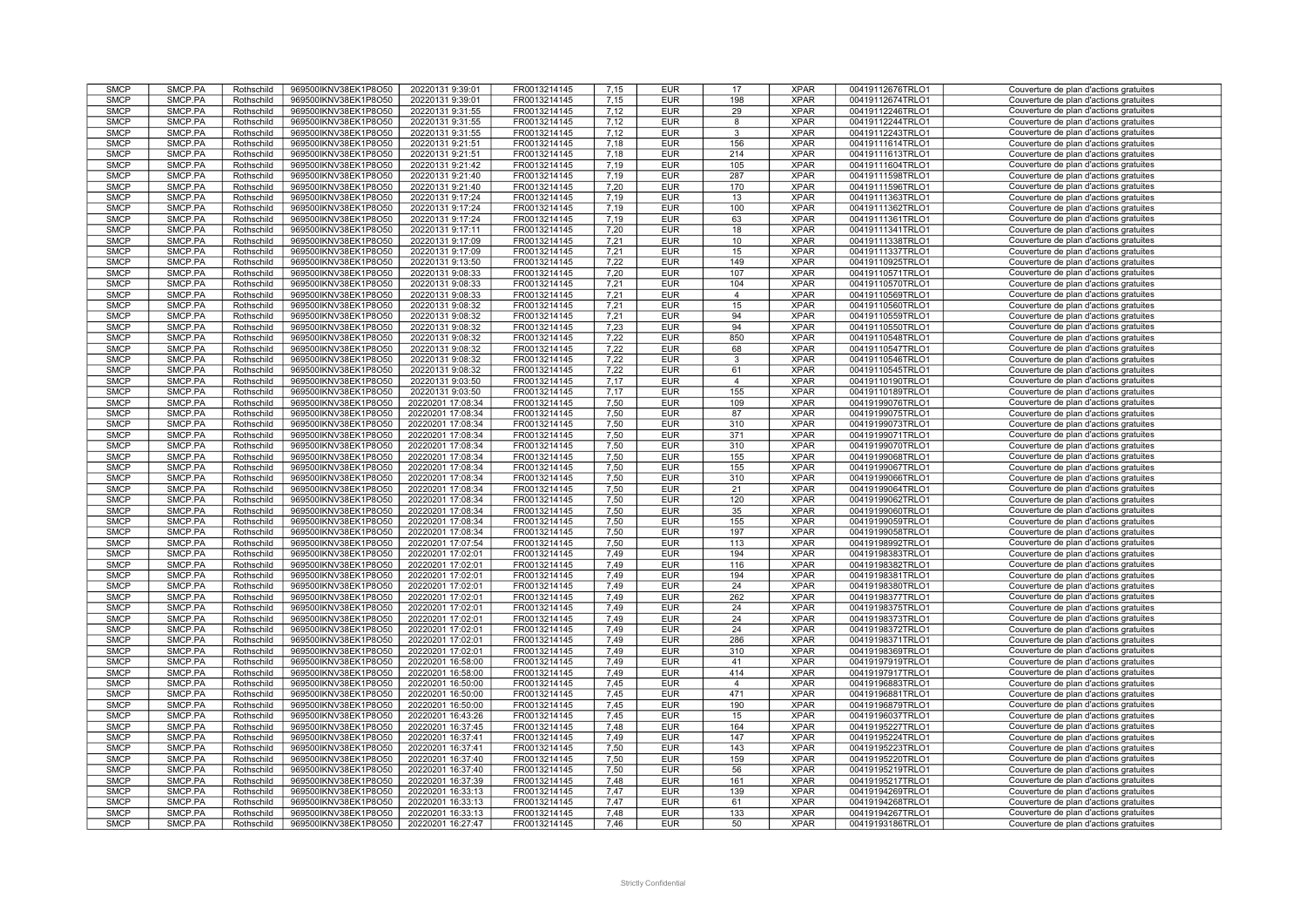| SMCP | SMCP.PA | Rothschild | 969500IKNV38EK1P8O50 | 20220131 9:39:01 | FR0013214145 | 7,15 | EUR | 17 | XPAR | 00419112676TRLO1 | Couverture de plan d'actions gratuites |
|---|---|---|---|---|---|---|---|---|---|---|---|
| SMCP | SMCP.PA | Rothschild | 969500IKNV38EK1P8O50 | 20220131 9:39:01 | FR0013214145 | 7,15 | EUR | 198 | XPAR | 00419112674TRLO1 | Couverture de plan d'actions gratuites |
| SMCP | SMCP.PA | Rothschild | 969500IKNV38EK1P8O50 | 20220131 9:31:55 | FR0013214145 | 7,12 | EUR | 29 | XPAR | 00419112246TRLO1 | Couverture de plan d'actions gratuites |
| SMCP | SMCP.PA | Rothschild | 969500IKNV38EK1P8O50 | 20220131 9:31:55 | FR0013214145 | 7,12 | EUR | 8 | XPAR | 00419112244TRLO1 | Couverture de plan d'actions gratuites |
| SMCP | SMCP.PA | Rothschild | 969500IKNV38EK1P8O50 | 20220131 9:31:55 | FR0013214145 | 7,12 | EUR | 3 | XPAR | 00419112243TRLO1 | Couverture de plan d'actions gratuites |
| SMCP | SMCP.PA | Rothschild | 969500IKNV38EK1P8O50 | 20220131 9:21:51 | FR0013214145 | 7,18 | EUR | 156 | XPAR | 00419111614TRLO1 | Couverture de plan d'actions gratuites |
| SMCP | SMCP.PA | Rothschild | 969500IKNV38EK1P8O50 | 20220131 9:21:51 | FR0013214145 | 7,18 | EUR | 214 | XPAR | 00419111613TRLO1 | Couverture de plan d'actions gratuites |
| SMCP | SMCP.PA | Rothschild | 969500IKNV38EK1P8O50 | 20220131 9:21:42 | FR0013214145 | 7,19 | EUR | 105 | XPAR | 00419111604TRLO1 | Couverture de plan d'actions gratuites |
| SMCP | SMCP.PA | Rothschild | 969500IKNV38EK1P8O50 | 20220131 9:21:40 | FR0013214145 | 7,19 | EUR | 287 | XPAR | 00419111598TRLO1 | Couverture de plan d'actions gratuites |
| SMCP | SMCP.PA | Rothschild | 969500IKNV38EK1P8O50 | 20220131 9:21:40 | FR0013214145 | 7,20 | EUR | 170 | XPAR | 00419111596TRLO1 | Couverture de plan d'actions gratuites |
| SMCP | SMCP.PA | Rothschild | 969500IKNV38EK1P8O50 | 20220131 9:17:24 | FR0013214145 | 7,19 | EUR | 13 | XPAR | 00419111363TRLO1 | Couverture de plan d'actions gratuites |
| SMCP | SMCP.PA | Rothschild | 969500IKNV38EK1P8O50 | 20220131 9:17:24 | FR0013214145 | 7,19 | EUR | 100 | XPAR | 00419111362TRLO1 | Couverture de plan d'actions gratuites |
| SMCP | SMCP.PA | Rothschild | 969500IKNV38EK1P8O50 | 20220131 9:17:24 | FR0013214145 | 7,19 | EUR | 63 | XPAR | 00419111361TRLO1 | Couverture de plan d'actions gratuites |
| SMCP | SMCP.PA | Rothschild | 969500IKNV38EK1P8O50 | 20220131 9:17:11 | FR0013214145 | 7,20 | EUR | 18 | XPAR | 00419111341TRLO1 | Couverture de plan d'actions gratuites |
| SMCP | SMCP.PA | Rothschild | 969500IKNV38EK1P8O50 | 20220131 9:17:09 | FR0013214145 | 7,21 | EUR | 10 | XPAR | 00419111338TRLO1 | Couverture de plan d'actions gratuites |
| SMCP | SMCP.PA | Rothschild | 969500IKNV38EK1P8O50 | 20220131 9:17:09 | FR0013214145 | 7,21 | EUR | 15 | XPAR | 00419111337TRLO1 | Couverture de plan d'actions gratuites |
| SMCP | SMCP.PA | Rothschild | 969500IKNV38EK1P8O50 | 20220131 9:13:50 | FR0013214145 | 7,22 | EUR | 149 | XPAR | 00419110925TRLO1 | Couverture de plan d'actions gratuites |
| SMCP | SMCP.PA | Rothschild | 969500IKNV38EK1P8O50 | 20220131 9:08:33 | FR0013214145 | 7,20 | EUR | 107 | XPAR | 00419110571TRLO1 | Couverture de plan d'actions gratuites |
| SMCP | SMCP.PA | Rothschild | 969500IKNV38EK1P8O50 | 20220131 9:08:33 | FR0013214145 | 7,21 | EUR | 104 | XPAR | 00419110570TRLO1 | Couverture de plan d'actions gratuites |
| SMCP | SMCP.PA | Rothschild | 969500IKNV38EK1P8O50 | 20220131 9:08:33 | FR0013214145 | 7,21 | EUR | 4 | XPAR | 00419110569TRLO1 | Couverture de plan d'actions gratuites |
| SMCP | SMCP.PA | Rothschild | 969500IKNV38EK1P8O50 | 20220131 9:08:32 | FR0013214145 | 7,21 | EUR | 15 | XPAR | 00419110560TRLO1 | Couverture de plan d'actions gratuites |
| SMCP | SMCP.PA | Rothschild | 969500IKNV38EK1P8O50 | 20220131 9:08:32 | FR0013214145 | 7,21 | EUR | 94 | XPAR | 00419110559TRLO1 | Couverture de plan d'actions gratuites |
| SMCP | SMCP.PA | Rothschild | 969500IKNV38EK1P8O50 | 20220131 9:08:32 | FR0013214145 | 7,23 | EUR | 94 | XPAR | 00419110550TRLO1 | Couverture de plan d'actions gratuites |
| SMCP | SMCP.PA | Rothschild | 969500IKNV38EK1P8O50 | 20220131 9:08:32 | FR0013214145 | 7,22 | EUR | 850 | XPAR | 00419110548TRLO1 | Couverture de plan d'actions gratuites |
| SMCP | SMCP.PA | Rothschild | 969500IKNV38EK1P8O50 | 20220131 9:08:32 | FR0013214145 | 7,22 | EUR | 68 | XPAR | 00419110547TRLO1 | Couverture de plan d'actions gratuites |
| SMCP | SMCP.PA | Rothschild | 969500IKNV38EK1P8O50 | 20220131 9:08:32 | FR0013214145 | 7,22 | EUR | 3 | XPAR | 00419110546TRLO1 | Couverture de plan d'actions gratuites |
| SMCP | SMCP.PA | Rothschild | 969500IKNV38EK1P8O50 | 20220131 9:08:32 | FR0013214145 | 7,22 | EUR | 61 | XPAR | 00419110545TRLO1 | Couverture de plan d'actions gratuites |
| SMCP | SMCP.PA | Rothschild | 969500IKNV38EK1P8O50 | 20220131 9:03:50 | FR0013214145 | 7,17 | EUR | 4 | XPAR | 00419110190TRLO1 | Couverture de plan d'actions gratuites |
| SMCP | SMCP.PA | Rothschild | 969500IKNV38EK1P8O50 | 20220131 9:03:50 | FR0013214145 | 7,17 | EUR | 155 | XPAR | 00419110189TRLO1 | Couverture de plan d'actions gratuites |
| SMCP | SMCP.PA | Rothschild | 969500IKNV38EK1P8O50 | 20220201 17:08:34 | FR0013214145 | 7,50 | EUR | 109 | XPAR | 00419199076TRLO1 | Couverture de plan d'actions gratuites |
| SMCP | SMCP.PA | Rothschild | 969500IKNV38EK1P8O50 | 20220201 17:08:34 | FR0013214145 | 7,50 | EUR | 87 | XPAR | 00419199075TRLO1 | Couverture de plan d'actions gratuites |
| SMCP | SMCP.PA | Rothschild | 969500IKNV38EK1P8O50 | 20220201 17:08:34 | FR0013214145 | 7,50 | EUR | 310 | XPAR | 00419199073TRLO1 | Couverture de plan d'actions gratuites |
| SMCP | SMCP.PA | Rothschild | 969500IKNV38EK1P8O50 | 20220201 17:08:34 | FR0013214145 | 7,50 | EUR | 371 | XPAR | 00419199071TRLO1 | Couverture de plan d'actions gratuites |
| SMCP | SMCP.PA | Rothschild | 969500IKNV38EK1P8O50 | 20220201 17:08:34 | FR0013214145 | 7,50 | EUR | 310 | XPAR | 00419199070TRLO1 | Couverture de plan d'actions gratuites |
| SMCP | SMCP.PA | Rothschild | 969500IKNV38EK1P8O50 | 20220201 17:08:34 | FR0013214145 | 7,50 | EUR | 155 | XPAR | 00419199068TRLO1 | Couverture de plan d'actions gratuites |
| SMCP | SMCP.PA | Rothschild | 969500IKNV38EK1P8O50 | 20220201 17:08:34 | FR0013214145 | 7,50 | EUR | 155 | XPAR | 00419199067TRLO1 | Couverture de plan d'actions gratuites |
| SMCP | SMCP.PA | Rothschild | 969500IKNV38EK1P8O50 | 20220201 17:08:34 | FR0013214145 | 7,50 | EUR | 310 | XPAR | 00419199066TRLO1 | Couverture de plan d'actions gratuites |
| SMCP | SMCP.PA | Rothschild | 969500IKNV38EK1P8O50 | 20220201 17:08:34 | FR0013214145 | 7,50 | EUR | 21 | XPAR | 00419199064TRLO1 | Couverture de plan d'actions gratuites |
| SMCP | SMCP.PA | Rothschild | 969500IKNV38EK1P8O50 | 20220201 17:08:34 | FR0013214145 | 7,50 | EUR | 120 | XPAR | 00419199062TRLO1 | Couverture de plan d'actions gratuites |
| SMCP | SMCP.PA | Rothschild | 969500IKNV38EK1P8O50 | 20220201 17:08:34 | FR0013214145 | 7,50 | EUR | 35 | XPAR | 00419199060TRLO1 | Couverture de plan d'actions gratuites |
| SMCP | SMCP.PA | Rothschild | 969500IKNV38EK1P8O50 | 20220201 17:08:34 | FR0013214145 | 7,50 | EUR | 155 | XPAR | 00419199059TRLO1 | Couverture de plan d'actions gratuites |
| SMCP | SMCP.PA | Rothschild | 969500IKNV38EK1P8O50 | 20220201 17:08:34 | FR0013214145 | 7,50 | EUR | 197 | XPAR | 00419199058TRLO1 | Couverture de plan d'actions gratuites |
| SMCP | SMCP.PA | Rothschild | 969500IKNV38EK1P8O50 | 20220201 17:07:54 | FR0013214145 | 7,50 | EUR | 113 | XPAR | 00419198992TRLO1 | Couverture de plan d'actions gratuites |
| SMCP | SMCP.PA | Rothschild | 969500IKNV38EK1P8O50 | 20220201 17:02:01 | FR0013214145 | 7,49 | EUR | 194 | XPAR | 00419198383TRLO1 | Couverture de plan d'actions gratuites |
| SMCP | SMCP.PA | Rothschild | 969500IKNV38EK1P8O50 | 20220201 17:02:01 | FR0013214145 | 7,49 | EUR | 116 | XPAR | 00419198382TRLO1 | Couverture de plan d'actions gratuites |
| SMCP | SMCP.PA | Rothschild | 969500IKNV38EK1P8O50 | 20220201 17:02:01 | FR0013214145 | 7,49 | EUR | 194 | XPAR | 00419198381TRLO1 | Couverture de plan d'actions gratuites |
| SMCP | SMCP.PA | Rothschild | 969500IKNV38EK1P8O50 | 20220201 17:02:01 | FR0013214145 | 7,49 | EUR | 24 | XPAR | 00419198380TRLO1 | Couverture de plan d'actions gratuites |
| SMCP | SMCP.PA | Rothschild | 969500IKNV38EK1P8O50 | 20220201 17:02:01 | FR0013214145 | 7,49 | EUR | 262 | XPAR | 00419198377TRLO1 | Couverture de plan d'actions gratuites |
| SMCP | SMCP.PA | Rothschild | 969500IKNV38EK1P8O50 | 20220201 17:02:01 | FR0013214145 | 7,49 | EUR | 24 | XPAR | 00419198375TRLO1 | Couverture de plan d'actions gratuites |
| SMCP | SMCP.PA | Rothschild | 969500IKNV38EK1P8O50 | 20220201 17:02:01 | FR0013214145 | 7,49 | EUR | 24 | XPAR | 00419198373TRLO1 | Couverture de plan d'actions gratuites |
| SMCP | SMCP.PA | Rothschild | 969500IKNV38EK1P8O50 | 20220201 17:02:01 | FR0013214145 | 7,49 | EUR | 24 | XPAR | 00419198372TRLO1 | Couverture de plan d'actions gratuites |
| SMCP | SMCP.PA | Rothschild | 969500IKNV38EK1P8O50 | 20220201 17:02:01 | FR0013214145 | 7,49 | EUR | 286 | XPAR | 00419198371TRLO1 | Couverture de plan d'actions gratuites |
| SMCP | SMCP.PA | Rothschild | 969500IKNV38EK1P8O50 | 20220201 17:02:01 | FR0013214145 | 7,49 | EUR | 310 | XPAR | 00419198369TRLO1 | Couverture de plan d'actions gratuites |
| SMCP | SMCP.PA | Rothschild | 969500IKNV38EK1P8O50 | 20220201 16:58:00 | FR0013214145 | 7,49 | EUR | 41 | XPAR | 00419197919TRLO1 | Couverture de plan d'actions gratuites |
| SMCP | SMCP.PA | Rothschild | 969500IKNV38EK1P8O50 | 20220201 16:58:00 | FR0013214145 | 7,49 | EUR | 414 | XPAR | 00419197917TRLO1 | Couverture de plan d'actions gratuites |
| SMCP | SMCP.PA | Rothschild | 969500IKNV38EK1P8O50 | 20220201 16:50:00 | FR0013214145 | 7,45 | EUR | 4 | XPAR | 00419196883TRLO1 | Couverture de plan d'actions gratuites |
| SMCP | SMCP.PA | Rothschild | 969500IKNV38EK1P8O50 | 20220201 16:50:00 | FR0013214145 | 7,45 | EUR | 471 | XPAR | 00419196881TRLO1 | Couverture de plan d'actions gratuites |
| SMCP | SMCP.PA | Rothschild | 969500IKNV38EK1P8O50 | 20220201 16:50:00 | FR0013214145 | 7,45 | EUR | 190 | XPAR | 00419196879TRLO1 | Couverture de plan d'actions gratuites |
| SMCP | SMCP.PA | Rothschild | 969500IKNV38EK1P8O50 | 20220201 16:43:26 | FR0013214145 | 7,45 | EUR | 15 | XPAR | 00419196037TRLO1 | Couverture de plan d'actions gratuites |
| SMCP | SMCP.PA | Rothschild | 969500IKNV38EK1P8O50 | 20220201 16:37:45 | FR0013214145 | 7,48 | EUR | 164 | XPAR | 00419195227TRLO1 | Couverture de plan d'actions gratuites |
| SMCP | SMCP.PA | Rothschild | 969500IKNV38EK1P8O50 | 20220201 16:37:41 | FR0013214145 | 7,49 | EUR | 147 | XPAR | 00419195224TRLO1 | Couverture de plan d'actions gratuites |
| SMCP | SMCP.PA | Rothschild | 969500IKNV38EK1P8O50 | 20220201 16:37:41 | FR0013214145 | 7,50 | EUR | 143 | XPAR | 00419195223TRLO1 | Couverture de plan d'actions gratuites |
| SMCP | SMCP.PA | Rothschild | 969500IKNV38EK1P8O50 | 20220201 16:37:40 | FR0013214145 | 7,50 | EUR | 159 | XPAR | 00419195220TRLO1 | Couverture de plan d'actions gratuites |
| SMCP | SMCP.PA | Rothschild | 969500IKNV38EK1P8O50 | 20220201 16:37:40 | FR0013214145 | 7,50 | EUR | 56 | XPAR | 00419195219TRLO1 | Couverture de plan d'actions gratuites |
| SMCP | SMCP.PA | Rothschild | 969500IKNV38EK1P8O50 | 20220201 16:37:39 | FR0013214145 | 7,48 | EUR | 161 | XPAR | 00419195217TRLO1 | Couverture de plan d'actions gratuites |
| SMCP | SMCP.PA | Rothschild | 969500IKNV38EK1P8O50 | 20220201 16:33:13 | FR0013214145 | 7,47 | EUR | 139 | XPAR | 00419194269TRLO1 | Couverture de plan d'actions gratuites |
| SMCP | SMCP.PA | Rothschild | 969500IKNV38EK1P8O50 | 20220201 16:33:13 | FR0013214145 | 7,47 | EUR | 61 | XPAR | 00419194268TRLO1 | Couverture de plan d'actions gratuites |
| SMCP | SMCP.PA | Rothschild | 969500IKNV38EK1P8O50 | 20220201 16:33:13 | FR0013214145 | 7,48 | EUR | 133 | XPAR | 00419194267TRLO1 | Couverture de plan d'actions gratuites |
| SMCP | SMCP.PA | Rothschild | 969500IKNV38EK1P8O50 | 20220201 16:27:47 | FR0013214145 | 7,46 | EUR | 50 | XPAR | 00419193186TRLO1 | Couverture de plan d'actions gratuites |

Strictly Confidential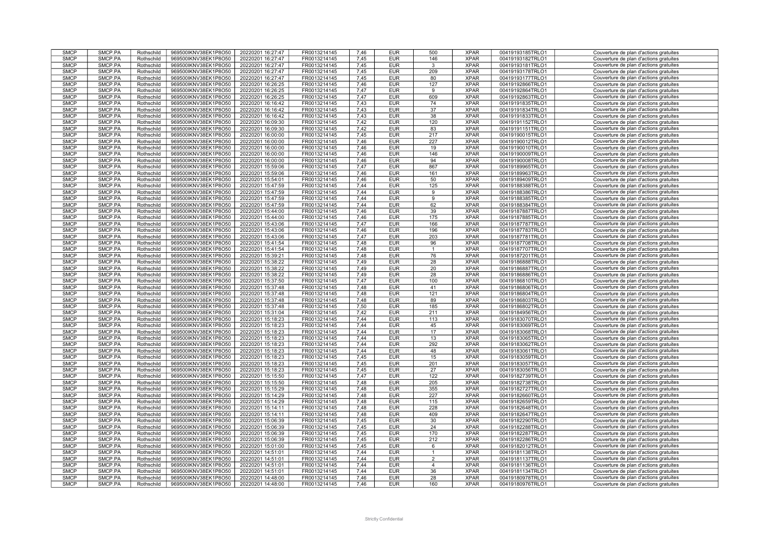| SMCP | SMCP.PA | Rothschild | 969500IKNV38EK1P8O50 | 20220201 16:27:47 | FR0013214145 | 7,46 | EUR | 500 | XPAR | 00419193185TRLO1 | Couverture de plan d'actions gratuites |
|---|---|---|---|---|---|---|---|---|---|---|---|
| SMCP | SMCP.PA | Rothschild | 969500IKNV38EK1P8O50 | 20220201 16:27:47 | FR0013214145 | 7,45 | EUR | 146 | XPAR | 00419193182TRLO1 | Couverture de plan d'actions gratuites |
| SMCP | SMCP.PA | Rothschild | 969500IKNV38EK1P8O50 | 20220201 16:27:47 | FR0013214145 | 7,45 | EUR | 3 | XPAR | 00419193181TRLO1 | Couverture de plan d'actions gratuites |
| SMCP | SMCP.PA | Rothschild | 969500IKNV38EK1P8O50 | 20220201 16:27:47 | FR0013214145 | 7,45 | EUR | 209 | XPAR | 00419193178TRLO1 | Couverture de plan d'actions gratuites |
| SMCP | SMCP.PA | Rothschild | 969500IKNV38EK1P8O50 | 20220201 16:27:47 | FR0013214145 | 7,45 | EUR | 80 | XPAR | 00419193177TRLO1 | Couverture de plan d'actions gratuites |
| SMCP | SMCP.PA | Rothschild | 969500IKNV38EK1P8O50 | 20220201 16:26:25 | FR0013214145 | 7,46 | EUR | 127 | XPAR | 00419192866TRLO1 | Couverture de plan d'actions gratuites |
| SMCP | SMCP.PA | Rothschild | 969500IKNV38EK1P8O50 | 20220201 16:26:25 | FR0013214145 | 7,47 | EUR | 9 | XPAR | 00419192864TRLO1 | Couverture de plan d'actions gratuites |
| SMCP | SMCP.PA | Rothschild | 969500IKNV38EK1P8O50 | 20220201 16:26:25 | FR0013214145 | 7,47 | EUR | 609 | XPAR | 00419192863TRLO1 | Couverture de plan d'actions gratuites |
| SMCP | SMCP.PA | Rothschild | 969500IKNV38EK1P8O50 | 20220201 16:16:42 | FR0013214145 | 7,43 | EUR | 74 | XPAR | 00419191835TRLO1 | Couverture de plan d'actions gratuites |
| SMCP | SMCP.PA | Rothschild | 969500IKNV38EK1P8O50 | 20220201 16:16:42 | FR0013214145 | 7,43 | EUR | 37 | XPAR | 00419191834TRLO1 | Couverture de plan d'actions gratuites |
| SMCP | SMCP.PA | Rothschild | 969500IKNV38EK1P8O50 | 20220201 16:16:42 | FR0013214145 | 7,43 | EUR | 38 | XPAR | 00419191833TRLO1 | Couverture de plan d'actions gratuites |
| SMCP | SMCP.PA | Rothschild | 969500IKNV38EK1P8O50 | 20220201 16:09:30 | FR0013214145 | 7,42 | EUR | 120 | XPAR | 00419191152TRLO1 | Couverture de plan d'actions gratuites |
| SMCP | SMCP.PA | Rothschild | 969500IKNV38EK1P8O50 | 20220201 16:09:30 | FR0013214145 | 7,42 | EUR | 83 | XPAR | 00419191151TRLO1 | Couverture de plan d'actions gratuites |
| SMCP | SMCP.PA | Rothschild | 969500IKNV38EK1P8O50 | 20220201 16:00:00 | FR0013214145 | 7,45 | EUR | 217 | XPAR | 00419190015TRLO1 | Couverture de plan d'actions gratuites |
| SMCP | SMCP.PA | Rothschild | 969500IKNV38EK1P8O50 | 20220201 16:00:00 | FR0013214145 | 7,46 | EUR | 227 | XPAR | 00419190012TRLO1 | Couverture de plan d'actions gratuites |
| SMCP | SMCP.PA | Rothschild | 969500IKNV38EK1P8O50 | 20220201 16:00:00 | FR0013214145 | 7,46 | EUR | 19 | XPAR | 00419190010TRLO1 | Couverture de plan d'actions gratuites |
| SMCP | SMCP.PA | Rothschild | 969500IKNV38EK1P8O50 | 20220201 16:00:00 | FR0013214145 | 7,46 | EUR | 146 | XPAR | 00419190009TRLO1 | Couverture de plan d'actions gratuites |
| SMCP | SMCP.PA | Rothschild | 969500IKNV38EK1P8O50 | 20220201 16:00:00 | FR0013214145 | 7,46 | EUR | 94 | XPAR | 00419190008TRLO1 | Couverture de plan d'actions gratuites |
| SMCP | SMCP.PA | Rothschild | 969500IKNV38EK1P8O50 | 20220201 15:59:06 | FR0013214145 | 7,47 | EUR | 867 | XPAR | 00419189965TRLO1 | Couverture de plan d'actions gratuites |
| SMCP | SMCP.PA | Rothschild | 969500IKNV38EK1P8O50 | 20220201 15:59:06 | FR0013214145 | 7,46 | EUR | 161 | XPAR | 00419189963TRLO1 | Couverture de plan d'actions gratuites |
| SMCP | SMCP.PA | Rothschild | 969500IKNV38EK1P8O50 | 20220201 15:54:01 | FR0013214145 | 7,46 | EUR | 50 | XPAR | 00419189409TRLO1 | Couverture de plan d'actions gratuites |
| SMCP | SMCP.PA | Rothschild | 969500IKNV38EK1P8O50 | 20220201 15:47:59 | FR0013214145 | 7,44 | EUR | 125 | XPAR | 00419188388TRLO1 | Couverture de plan d'actions gratuites |
| SMCP | SMCP.PA | Rothschild | 969500IKNV38EK1P8O50 | 20220201 15:47:59 | FR0013214145 | 7,44 | EUR | 9 | XPAR | 00419188386TRLO1 | Couverture de plan d'actions gratuites |
| SMCP | SMCP.PA | Rothschild | 969500IKNV38EK1P8O50 | 20220201 15:47:59 | FR0013214145 | 7,44 | EUR | 9 | XPAR | 00419188385TRLO1 | Couverture de plan d'actions gratuites |
| SMCP | SMCP.PA | Rothschild | 969500IKNV38EK1P8O50 | 20220201 15:47:59 | FR0013214145 | 7,44 | EUR | 62 | XPAR | 00419188384TRLO1 | Couverture de plan d'actions gratuites |
| SMCP | SMCP.PA | Rothschild | 969500IKNV38EK1P8O50 | 20220201 15:44:00 | FR0013214145 | 7,46 | EUR | 39 | XPAR | 00419187887TRLO1 | Couverture de plan d'actions gratuites |
| SMCP | SMCP.PA | Rothschild | 969500IKNV38EK1P8O50 | 20220201 15:44:00 | FR0013214145 | 7,46 | EUR | 175 | XPAR | 00419187885TRLO1 | Couverture de plan d'actions gratuites |
| SMCP | SMCP.PA | Rothschild | 969500IKNV38EK1P8O50 | 20220201 15:43:06 | FR0013214145 | 7,47 | EUR | 166 | XPAR | 00419187787TRLO1 | Couverture de plan d'actions gratuites |
| SMCP | SMCP.PA | Rothschild | 969500IKNV38EK1P8O50 | 20220201 15:43:06 | FR0013214145 | 7,46 | EUR | 196 | XPAR | 00419187783TRLO1 | Couverture de plan d'actions gratuites |
| SMCP | SMCP.PA | Rothschild | 969500IKNV38EK1P8O50 | 20220201 15:43:06 | FR0013214145 | 7,47 | EUR | 203 | XPAR | 00419187781TRLO1 | Couverture de plan d'actions gratuites |
| SMCP | SMCP.PA | Rothschild | 969500IKNV38EK1P8O50 | 20220201 15:41:54 | FR0013214145 | 7,48 | EUR | 96 | XPAR | 00419187708TRLO1 | Couverture de plan d'actions gratuites |
| SMCP | SMCP.PA | Rothschild | 969500IKNV38EK1P8O50 | 20220201 15:41:54 | FR0013214145 | 7,48 | EUR | 1 | XPAR | 00419187707TRLO1 | Couverture de plan d'actions gratuites |
| SMCP | SMCP.PA | Rothschild | 969500IKNV38EK1P8O50 | 20220201 15:39:21 | FR0013214145 | 7,48 | EUR | 76 | XPAR | 00419187201TRLO1 | Couverture de plan d'actions gratuites |
| SMCP | SMCP.PA | Rothschild | 969500IKNV38EK1P8O50 | 20220201 15:38:22 | FR0013214145 | 7,49 | EUR | 28 | XPAR | 00419186888TRLO1 | Couverture de plan d'actions gratuites |
| SMCP | SMCP.PA | Rothschild | 969500IKNV38EK1P8O50 | 20220201 15:38:22 | FR0013214145 | 7,49 | EUR | 20 | XPAR | 00419186887TRLO1 | Couverture de plan d'actions gratuites |
| SMCP | SMCP.PA | Rothschild | 969500IKNV38EK1P8O50 | 20220201 15:38:22 | FR0013214145 | 7,49 | EUR | 28 | XPAR | 00419186886TRLO1 | Couverture de plan d'actions gratuites |
| SMCP | SMCP.PA | Rothschild | 969500IKNV38EK1P8O50 | 20220201 15:37:50 | FR0013214145 | 7,47 | EUR | 100 | XPAR | 00419186810TRLO1 | Couverture de plan d'actions gratuites |
| SMCP | SMCP.PA | Rothschild | 969500IKNV38EK1P8O50 | 20220201 15:37:48 | FR0013214145 | 7,48 | EUR | 41 | XPAR | 00419186806TRLO1 | Couverture de plan d'actions gratuites |
| SMCP | SMCP.PA | Rothschild | 969500IKNV38EK1P8O50 | 20220201 15:37:48 | FR0013214145 | 7,48 | EUR | 121 | XPAR | 00419186804TRLO1 | Couverture de plan d'actions gratuites |
| SMCP | SMCP.PA | Rothschild | 969500IKNV38EK1P8O50 | 20220201 15:37:48 | FR0013214145 | 7,48 | EUR | 89 | XPAR | 00419186803TRLO1 | Couverture de plan d'actions gratuites |
| SMCP | SMCP.PA | Rothschild | 969500IKNV38EK1P8O50 | 20220201 15:37:48 | FR0013214145 | 7,50 | EUR | 185 | XPAR | 00419186802TRLO1 | Couverture de plan d'actions gratuites |
| SMCP | SMCP.PA | Rothschild | 969500IKNV38EK1P8O50 | 20220201 15:31:04 | FR0013214145 | 7,42 | EUR | 211 | XPAR | 00419184956TRLO1 | Couverture de plan d'actions gratuites |
| SMCP | SMCP.PA | Rothschild | 969500IKNV38EK1P8O50 | 20220201 15:18:23 | FR0013214145 | 7,44 | EUR | 113 | XPAR | 00419183070TRLO1 | Couverture de plan d'actions gratuites |
| SMCP | SMCP.PA | Rothschild | 969500IKNV38EK1P8O50 | 20220201 15:18:23 | FR0013214145 | 7,44 | EUR | 45 | XPAR | 00419183069TRLO1 | Couverture de plan d'actions gratuites |
| SMCP | SMCP.PA | Rothschild | 969500IKNV38EK1P8O50 | 20220201 15:18:23 | FR0013214145 | 7,44 | EUR | 17 | XPAR | 00419183068TRLO1 | Couverture de plan d'actions gratuites |
| SMCP | SMCP.PA | Rothschild | 969500IKNV38EK1P8O50 | 20220201 15:18:23 | FR0013214145 | 7,44 | EUR | 13 | XPAR | 00419183065TRLO1 | Couverture de plan d'actions gratuites |
| SMCP | SMCP.PA | Rothschild | 969500IKNV38EK1P8O50 | 20220201 15:18:23 | FR0013214145 | 7,44 | EUR | 292 | XPAR | 00419183062TRLO1 | Couverture de plan d'actions gratuites |
| SMCP | SMCP.PA | Rothschild | 969500IKNV38EK1P8O50 | 20220201 15:18:23 | FR0013214145 | 7,44 | EUR | 48 | XPAR | 00419183061TRLO1 | Couverture de plan d'actions gratuites |
| SMCP | SMCP.PA | Rothschild | 969500IKNV38EK1P8O50 | 20220201 15:18:23 | FR0013214145 | 7,45 | EUR | 15 | XPAR | 00419183059TRLO1 | Couverture de plan d'actions gratuites |
| SMCP | SMCP.PA | Rothschild | 969500IKNV38EK1P8O50 | 20220201 15:18:23 | FR0013214145 | 7,45 | EUR | 201 | XPAR | 00419183057TRLO1 | Couverture de plan d'actions gratuites |
| SMCP | SMCP.PA | Rothschild | 969500IKNV38EK1P8O50 | 20220201 15:18:23 | FR0013214145 | 7,45 | EUR | 27 | XPAR | 00419183056TRLO1 | Couverture de plan d'actions gratuites |
| SMCP | SMCP.PA | Rothschild | 969500IKNV38EK1P8O50 | 20220201 15:15:50 | FR0013214145 | 7,47 | EUR | 122 | XPAR | 00419182739TRLO1 | Couverture de plan d'actions gratuites |
| SMCP | SMCP.PA | Rothschild | 969500IKNV38EK1P8O50 | 20220201 15:15:50 | FR0013214145 | 7,48 | EUR | 205 | XPAR | 00419182738TRLO1 | Couverture de plan d'actions gratuites |
| SMCP | SMCP.PA | Rothschild | 969500IKNV38EK1P8O50 | 20220201 15:15:29 | FR0013214145 | 7,48 | EUR | 355 | XPAR | 00419182727TRLO1 | Couverture de plan d'actions gratuites |
| SMCP | SMCP.PA | Rothschild | 969500IKNV38EK1P8O50 | 20220201 15:14:29 | FR0013214145 | 7,48 | EUR | 227 | XPAR | 00419182660TRLO1 | Couverture de plan d'actions gratuites |
| SMCP | SMCP.PA | Rothschild | 969500IKNV38EK1P8O50 | 20220201 15:14:29 | FR0013214145 | 7,48 | EUR | 115 | XPAR | 00419182659TRLO1 | Couverture de plan d'actions gratuites |
| SMCP | SMCP.PA | Rothschild | 969500IKNV38EK1P8O50 | 20220201 15:14:11 | FR0013214145 | 7,48 | EUR | 228 | XPAR | 00419182648TRLO1 | Couverture de plan d'actions gratuites |
| SMCP | SMCP.PA | Rothschild | 969500IKNV38EK1P8O50 | 20220201 15:14:11 | FR0013214145 | 7,48 | EUR | 409 | XPAR | 00419182647TRLO1 | Couverture de plan d'actions gratuites |
| SMCP | SMCP.PA | Rothschild | 969500IKNV38EK1P8O50 | 20220201 15:06:39 | FR0013214145 | 7,45 | EUR | 30 | XPAR | 00419182290TRLO1 | Couverture de plan d'actions gratuites |
| SMCP | SMCP.PA | Rothschild | 969500IKNV38EK1P8O50 | 20220201 15:06:39 | FR0013214145 | 7,45 | EUR | 24 | XPAR | 00419182288TRLO1 | Couverture de plan d'actions gratuites |
| SMCP | SMCP.PA | Rothschild | 969500IKNV38EK1P8O50 | 20220201 15:06:39 | FR0013214145 | 7,45 | EUR | 170 | XPAR | 00419182287TRLO1 | Couverture de plan d'actions gratuites |
| SMCP | SMCP.PA | Rothschild | 969500IKNV38EK1P8O50 | 20220201 15:06:39 | FR0013214145 | 7,45 | EUR | 212 | XPAR | 00419182286TRLO1 | Couverture de plan d'actions gratuites |
| SMCP | SMCP.PA | Rothschild | 969500IKNV38EK1P8O50 | 20220201 15:01:00 | FR0013214145 | 7,45 | EUR | 6 | XPAR | 00419182012TRLO1 | Couverture de plan d'actions gratuites |
| SMCP | SMCP.PA | Rothschild | 969500IKNV38EK1P8O50 | 20220201 14:51:01 | FR0013214145 | 7,44 | EUR | 1 | XPAR | 00419181138TRLO1 | Couverture de plan d'actions gratuites |
| SMCP | SMCP.PA | Rothschild | 969500IKNV38EK1P8O50 | 20220201 14:51:01 | FR0013214145 | 7,44 | EUR | 2 | XPAR | 00419181137TRLO1 | Couverture de plan d'actions gratuites |
| SMCP | SMCP.PA | Rothschild | 969500IKNV38EK1P8O50 | 20220201 14:51:01 | FR0013214145 | 7,44 | EUR | 4 | XPAR | 00419181136TRLO1 | Couverture de plan d'actions gratuites |
| SMCP | SMCP.PA | Rothschild | 969500IKNV38EK1P8O50 | 20220201 14:51:01 | FR0013214145 | 7,44 | EUR | 36 | XPAR | 00419181134TRLO1 | Couverture de plan d'actions gratuites |
| SMCP | SMCP.PA | Rothschild | 969500IKNV38EK1P8O50 | 20220201 14:48:00 | FR0013214145 | 7,46 | EUR | 28 | XPAR | 00419180978TRLO1 | Couverture de plan d'actions gratuites |
| SMCP | SMCP.PA | Rothschild | 969500IKNV38EK1P8O50 | 20220201 14:48:00 | FR0013214145 | 7,46 | EUR | 160 | XPAR | 00419180976TRLO1 | Couverture de plan d'actions gratuites |

Strictly Confidential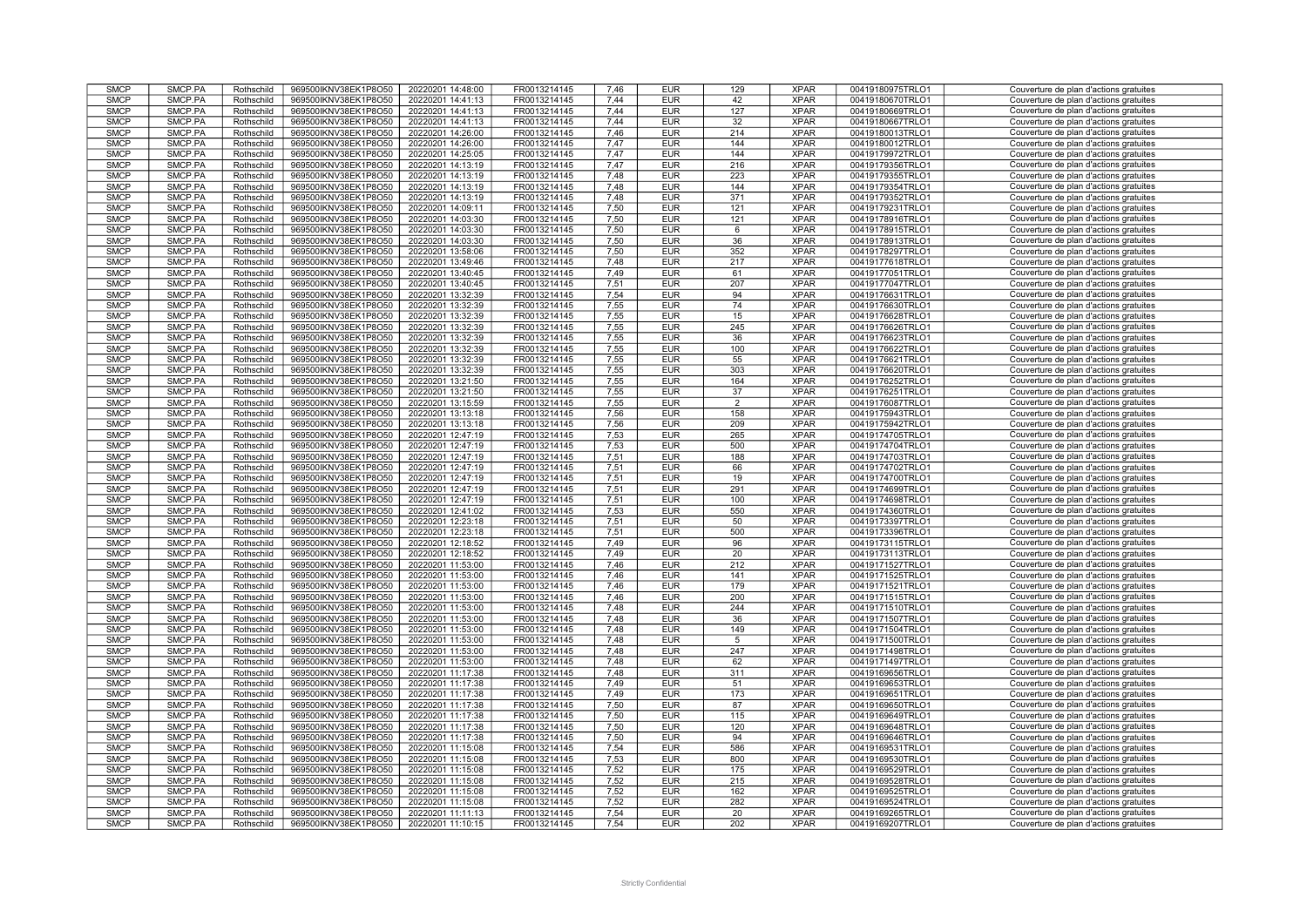| | | | | | | | | | | | |
|---|---|---|---|---|---|---|---|---|---|---|---|
| SMCP | SMCP.PA | Rothschild | 969500IKNV38EK1P8O50 | 20220201 14:48:00 | FR0013214145 | 7,46 | EUR | 129 | XPAR | 00419180975TRLO1 | Couverture de plan d'actions gratuites |
| SMCP | SMCP.PA | Rothschild | 969500IKNV38EK1P8O50 | 20220201 14:41:13 | FR0013214145 | 7,44 | EUR | 42 | XPAR | 00419180670TRLO1 | Couverture de plan d'actions gratuites |
| SMCP | SMCP.PA | Rothschild | 969500IKNV38EK1P8O50 | 20220201 14:41:13 | FR0013214145 | 7,44 | EUR | 127 | XPAR | 00419180669TRLO1 | Couverture de plan d'actions gratuites |
| SMCP | SMCP.PA | Rothschild | 969500IKNV38EK1P8O50 | 20220201 14:41:13 | FR0013214145 | 7,44 | EUR | 32 | XPAR | 00419180667TRLO1 | Couverture de plan d'actions gratuites |
| SMCP | SMCP.PA | Rothschild | 969500IKNV38EK1P8O50 | 20220201 14:26:00 | FR0013214145 | 7,46 | EUR | 214 | XPAR | 00419180013TRLO1 | Couverture de plan d'actions gratuites |
| SMCP | SMCP.PA | Rothschild | 969500IKNV38EK1P8O50 | 20220201 14:26:00 | FR0013214145 | 7,47 | EUR | 144 | XPAR | 00419180012TRLO1 | Couverture de plan d'actions gratuites |
| SMCP | SMCP.PA | Rothschild | 969500IKNV38EK1P8O50 | 20220201 14:25:05 | FR0013214145 | 7,47 | EUR | 144 | XPAR | 00419179972TRLO1 | Couverture de plan d'actions gratuites |
| SMCP | SMCP.PA | Rothschild | 969500IKNV38EK1P8O50 | 20220201 14:13:19 | FR0013214145 | 7,47 | EUR | 216 | XPAR | 00419179356TRLO1 | Couverture de plan d'actions gratuites |
| SMCP | SMCP.PA | Rothschild | 969500IKNV38EK1P8O50 | 20220201 14:13:19 | FR0013214145 | 7,48 | EUR | 223 | XPAR | 00419179355TRLO1 | Couverture de plan d'actions gratuites |
| SMCP | SMCP.PA | Rothschild | 969500IKNV38EK1P8O50 | 20220201 14:13:19 | FR0013214145 | 7,48 | EUR | 144 | XPAR | 00419179354TRLO1 | Couverture de plan d'actions gratuites |
| SMCP | SMCP.PA | Rothschild | 969500IKNV38EK1P8O50 | 20220201 14:13:19 | FR0013214145 | 7,48 | EUR | 371 | XPAR | 00419179352TRLO1 | Couverture de plan d'actions gratuites |
| SMCP | SMCP.PA | Rothschild | 969500IKNV38EK1P8O50 | 20220201 14:09:11 | FR0013214145 | 7,50 | EUR | 121 | XPAR | 00419179231TRLO1 | Couverture de plan d'actions gratuites |
| SMCP | SMCP.PA | Rothschild | 969500IKNV38EK1P8O50 | 20220201 14:03:30 | FR0013214145 | 7,50 | EUR | 121 | XPAR | 00419178916TRLO1 | Couverture de plan d'actions gratuites |
| SMCP | SMCP.PA | Rothschild | 969500IKNV38EK1P8O50 | 20220201 14:03:30 | FR0013214145 | 7,50 | EUR | 6 | XPAR | 00419178915TRLO1 | Couverture de plan d'actions gratuites |
| SMCP | SMCP.PA | Rothschild | 969500IKNV38EK1P8O50 | 20220201 14:03:30 | FR0013214145 | 7,50 | EUR | 36 | XPAR | 00419178913TRLO1 | Couverture de plan d'actions gratuites |
| SMCP | SMCP.PA | Rothschild | 969500IKNV38EK1P8O50 | 20220201 13:58:06 | FR0013214145 | 7,50 | EUR | 352 | XPAR | 00419178297TRLO1 | Couverture de plan d'actions gratuites |
| SMCP | SMCP.PA | Rothschild | 969500IKNV38EK1P8O50 | 20220201 13:49:46 | FR0013214145 | 7,48 | EUR | 217 | XPAR | 00419177618TRLO1 | Couverture de plan d'actions gratuites |
| SMCP | SMCP.PA | Rothschild | 969500IKNV38EK1P8O50 | 20220201 13:40:45 | FR0013214145 | 7,49 | EUR | 61 | XPAR | 00419177051TRLO1 | Couverture de plan d'actions gratuites |
| SMCP | SMCP.PA | Rothschild | 969500IKNV38EK1P8O50 | 20220201 13:40:45 | FR0013214145 | 7,51 | EUR | 207 | XPAR | 00419177047TRLO1 | Couverture de plan d'actions gratuites |
| SMCP | SMCP.PA | Rothschild | 969500IKNV38EK1P8O50 | 20220201 13:32:39 | FR0013214145 | 7,54 | EUR | 94 | XPAR | 00419176631TRLO1 | Couverture de plan d'actions gratuites |
| SMCP | SMCP.PA | Rothschild | 969500IKNV38EK1P8O50 | 20220201 13:32:39 | FR0013214145 | 7,55 | EUR | 74 | XPAR | 00419176630TRLO1 | Couverture de plan d'actions gratuites |
| SMCP | SMCP.PA | Rothschild | 969500IKNV38EK1P8O50 | 20220201 13:32:39 | FR0013214145 | 7,55 | EUR | 15 | XPAR | 00419176628TRLO1 | Couverture de plan d'actions gratuites |
| SMCP | SMCP.PA | Rothschild | 969500IKNV38EK1P8O50 | 20220201 13:32:39 | FR0013214145 | 7,55 | EUR | 245 | XPAR | 00419176626TRLO1 | Couverture de plan d'actions gratuites |
| SMCP | SMCP.PA | Rothschild | 969500IKNV38EK1P8O50 | 20220201 13:32:39 | FR0013214145 | 7,55 | EUR | 36 | XPAR | 00419176623TRLO1 | Couverture de plan d'actions gratuites |
| SMCP | SMCP.PA | Rothschild | 969500IKNV38EK1P8O50 | 20220201 13:32:39 | FR0013214145 | 7,55 | EUR | 100 | XPAR | 00419176622TRLO1 | Couverture de plan d'actions gratuites |
| SMCP | SMCP.PA | Rothschild | 969500IKNV38EK1P8O50 | 20220201 13:32:39 | FR0013214145 | 7,55 | EUR | 55 | XPAR | 00419176621TRLO1 | Couverture de plan d'actions gratuites |
| SMCP | SMCP.PA | Rothschild | 969500IKNV38EK1P8O50 | 20220201 13:32:39 | FR0013214145 | 7,55 | EUR | 303 | XPAR | 00419176620TRLO1 | Couverture de plan d'actions gratuites |
| SMCP | SMCP.PA | Rothschild | 969500IKNV38EK1P8O50 | 20220201 13:21:50 | FR0013214145 | 7,55 | EUR | 164 | XPAR | 00419176252TRLO1 | Couverture de plan d'actions gratuites |
| SMCP | SMCP.PA | Rothschild | 969500IKNV38EK1P8O50 | 20220201 13:21:50 | FR0013214145 | 7,55 | EUR | 37 | XPAR | 00419176251TRLO1 | Couverture de plan d'actions gratuites |
| SMCP | SMCP.PA | Rothschild | 969500IKNV38EK1P8O50 | 20220201 13:15:59 | FR0013214145 | 7,55 | EUR | 2 | XPAR | 00419176087TRLO1 | Couverture de plan d'actions gratuites |
| SMCP | SMCP.PA | Rothschild | 969500IKNV38EK1P8O50 | 20220201 13:13:18 | FR0013214145 | 7,56 | EUR | 158 | XPAR | 00419175943TRLO1 | Couverture de plan d'actions gratuites |
| SMCP | SMCP.PA | Rothschild | 969500IKNV38EK1P8O50 | 20220201 13:13:18 | FR0013214145 | 7,56 | EUR | 209 | XPAR | 00419175942TRLO1 | Couverture de plan d'actions gratuites |
| SMCP | SMCP.PA | Rothschild | 969500IKNV38EK1P8O50 | 20220201 12:47:19 | FR0013214145 | 7,53 | EUR | 265 | XPAR | 00419174705TRLO1 | Couverture de plan d'actions gratuites |
| SMCP | SMCP.PA | Rothschild | 969500IKNV38EK1P8O50 | 20220201 12:47:19 | FR0013214145 | 7,53 | EUR | 500 | XPAR | 00419174704TRLO1 | Couverture de plan d'actions gratuites |
| SMCP | SMCP.PA | Rothschild | 969500IKNV38EK1P8O50 | 20220201 12:47:19 | FR0013214145 | 7,51 | EUR | 188 | XPAR | 00419174703TRLO1 | Couverture de plan d'actions gratuites |
| SMCP | SMCP.PA | Rothschild | 969500IKNV38EK1P8O50 | 20220201 12:47:19 | FR0013214145 | 7,51 | EUR | 66 | XPAR | 00419174702TRLO1 | Couverture de plan d'actions gratuites |
| SMCP | SMCP.PA | Rothschild | 969500IKNV38EK1P8O50 | 20220201 12:47:19 | FR0013214145 | 7,51 | EUR | 19 | XPAR | 00419174700TRLO1 | Couverture de plan d'actions gratuites |
| SMCP | SMCP.PA | Rothschild | 969500IKNV38EK1P8O50 | 20220201 12:47:19 | FR0013214145 | 7,51 | EUR | 291 | XPAR | 00419174699TRLO1 | Couverture de plan d'actions gratuites |
| SMCP | SMCP.PA | Rothschild | 969500IKNV38EK1P8O50 | 20220201 12:47:19 | FR0013214145 | 7,51 | EUR | 100 | XPAR | 00419174698TRLO1 | Couverture de plan d'actions gratuites |
| SMCP | SMCP.PA | Rothschild | 969500IKNV38EK1P8O50 | 20220201 12:41:02 | FR0013214145 | 7,53 | EUR | 550 | XPAR | 00419174360TRLO1 | Couverture de plan d'actions gratuites |
| SMCP | SMCP.PA | Rothschild | 969500IKNV38EK1P8O50 | 20220201 12:23:18 | FR0013214145 | 7,51 | EUR | 50 | XPAR | 00419173397TRLO1 | Couverture de plan d'actions gratuites |
| SMCP | SMCP.PA | Rothschild | 969500IKNV38EK1P8O50 | 20220201 12:23:18 | FR0013214145 | 7,51 | EUR | 500 | XPAR | 00419173396TRLO1 | Couverture de plan d'actions gratuites |
| SMCP | SMCP.PA | Rothschild | 969500IKNV38EK1P8O50 | 20220201 12:18:52 | FR0013214145 | 7,49 | EUR | 96 | XPAR | 00419173115TRLO1 | Couverture de plan d'actions gratuites |
| SMCP | SMCP.PA | Rothschild | 969500IKNV38EK1P8O50 | 20220201 12:18:52 | FR0013214145 | 7,49 | EUR | 20 | XPAR | 00419173113TRLO1 | Couverture de plan d'actions gratuites |
| SMCP | SMCP.PA | Rothschild | 969500IKNV38EK1P8O50 | 20220201 11:53:00 | FR0013214145 | 7,46 | EUR | 212 | XPAR | 00419171527TRLO1 | Couverture de plan d'actions gratuites |
| SMCP | SMCP.PA | Rothschild | 969500IKNV38EK1P8O50 | 20220201 11:53:00 | FR0013214145 | 7,46 | EUR | 141 | XPAR | 00419171525TRLO1 | Couverture de plan d'actions gratuites |
| SMCP | SMCP.PA | Rothschild | 969500IKNV38EK1P8O50 | 20220201 11:53:00 | FR0013214145 | 7,46 | EUR | 179 | XPAR | 00419171521TRLO1 | Couverture de plan d'actions gratuites |
| SMCP | SMCP.PA | Rothschild | 969500IKNV38EK1P8O50 | 20220201 11:53:00 | FR0013214145 | 7,46 | EUR | 200 | XPAR | 00419171515TRLO1 | Couverture de plan d'actions gratuites |
| SMCP | SMCP.PA | Rothschild | 969500IKNV38EK1P8O50 | 20220201 11:53:00 | FR0013214145 | 7,48 | EUR | 244 | XPAR | 00419171510TRLO1 | Couverture de plan d'actions gratuites |
| SMCP | SMCP.PA | Rothschild | 969500IKNV38EK1P8O50 | 20220201 11:53:00 | FR0013214145 | 7,48 | EUR | 36 | XPAR | 00419171507TRLO1 | Couverture de plan d'actions gratuites |
| SMCP | SMCP.PA | Rothschild | 969500IKNV38EK1P8O50 | 20220201 11:53:00 | FR0013214145 | 7,48 | EUR | 149 | XPAR | 00419171504TRLO1 | Couverture de plan d'actions gratuites |
| SMCP | SMCP.PA | Rothschild | 969500IKNV38EK1P8O50 | 20220201 11:53:00 | FR0013214145 | 7,48 | EUR | 5 | XPAR | 00419171500TRLO1 | Couverture de plan d'actions gratuites |
| SMCP | SMCP.PA | Rothschild | 969500IKNV38EK1P8O50 | 20220201 11:53:00 | FR0013214145 | 7,48 | EUR | 247 | XPAR | 00419171498TRLO1 | Couverture de plan d'actions gratuites |
| SMCP | SMCP.PA | Rothschild | 969500IKNV38EK1P8O50 | 20220201 11:53:00 | FR0013214145 | 7,48 | EUR | 62 | XPAR | 00419171497TRLO1 | Couverture de plan d'actions gratuites |
| SMCP | SMCP.PA | Rothschild | 969500IKNV38EK1P8O50 | 20220201 11:17:38 | FR0013214145 | 7,48 | EUR | 311 | XPAR | 00419169656TRLO1 | Couverture de plan d'actions gratuites |
| SMCP | SMCP.PA | Rothschild | 969500IKNV38EK1P8O50 | 20220201 11:17:38 | FR0013214145 | 7,49 | EUR | 51 | XPAR | 00419169653TRLO1 | Couverture de plan d'actions gratuites |
| SMCP | SMCP.PA | Rothschild | 969500IKNV38EK1P8O50 | 20220201 11:17:38 | FR0013214145 | 7,49 | EUR | 173 | XPAR | 00419169651TRLO1 | Couverture de plan d'actions gratuites |
| SMCP | SMCP.PA | Rothschild | 969500IKNV38EK1P8O50 | 20220201 11:17:38 | FR0013214145 | 7,50 | EUR | 87 | XPAR | 00419169650TRLO1 | Couverture de plan d'actions gratuites |
| SMCP | SMCP.PA | Rothschild | 969500IKNV38EK1P8O50 | 20220201 11:17:38 | FR0013214145 | 7,50 | EUR | 115 | XPAR | 00419169649TRLO1 | Couverture de plan d'actions gratuites |
| SMCP | SMCP.PA | Rothschild | 969500IKNV38EK1P8O50 | 20220201 11:17:38 | FR0013214145 | 7,50 | EUR | 120 | XPAR | 00419169648TRLO1 | Couverture de plan d'actions gratuites |
| SMCP | SMCP.PA | Rothschild | 969500IKNV38EK1P8O50 | 20220201 11:17:38 | FR0013214145 | 7,50 | EUR | 94 | XPAR | 00419169646TRLO1 | Couverture de plan d'actions gratuites |
| SMCP | SMCP.PA | Rothschild | 969500IKNV38EK1P8O50 | 20220201 11:15:08 | FR0013214145 | 7,54 | EUR | 586 | XPAR | 00419169531TRLO1 | Couverture de plan d'actions gratuites |
| SMCP | SMCP.PA | Rothschild | 969500IKNV38EK1P8O50 | 20220201 11:15:08 | FR0013214145 | 7,53 | EUR | 800 | XPAR | 00419169530TRLO1 | Couverture de plan d'actions gratuites |
| SMCP | SMCP.PA | Rothschild | 969500IKNV38EK1P8O50 | 20220201 11:15:08 | FR0013214145 | 7,52 | EUR | 175 | XPAR | 00419169529TRLO1 | Couverture de plan d'actions gratuites |
| SMCP | SMCP.PA | Rothschild | 969500IKNV38EK1P8O50 | 20220201 11:15:08 | FR0013214145 | 7,52 | EUR | 215 | XPAR | 00419169528TRLO1 | Couverture de plan d'actions gratuites |
| SMCP | SMCP.PA | Rothschild | 969500IKNV38EK1P8O50 | 20220201 11:15:08 | FR0013214145 | 7,52 | EUR | 162 | XPAR | 00419169525TRLO1 | Couverture de plan d'actions gratuites |
| SMCP | SMCP.PA | Rothschild | 969500IKNV38EK1P8O50 | 20220201 11:15:08 | FR0013214145 | 7,52 | EUR | 282 | XPAR | 00419169524TRLO1 | Couverture de plan d'actions gratuites |
| SMCP | SMCP.PA | Rothschild | 969500IKNV38EK1P8O50 | 20220201 11:11:13 | FR0013214145 | 7,54 | EUR | 20 | XPAR | 00419169265TRLO1 | Couverture de plan d'actions gratuites |
| SMCP | SMCP.PA | Rothschild | 969500IKNV38EK1P8O50 | 20220201 11:10:15 | FR0013214145 | 7,54 | EUR | 202 | XPAR | 00419169207TRLO1 | Couverture de plan d'actions gratuites |

Strictly Confidential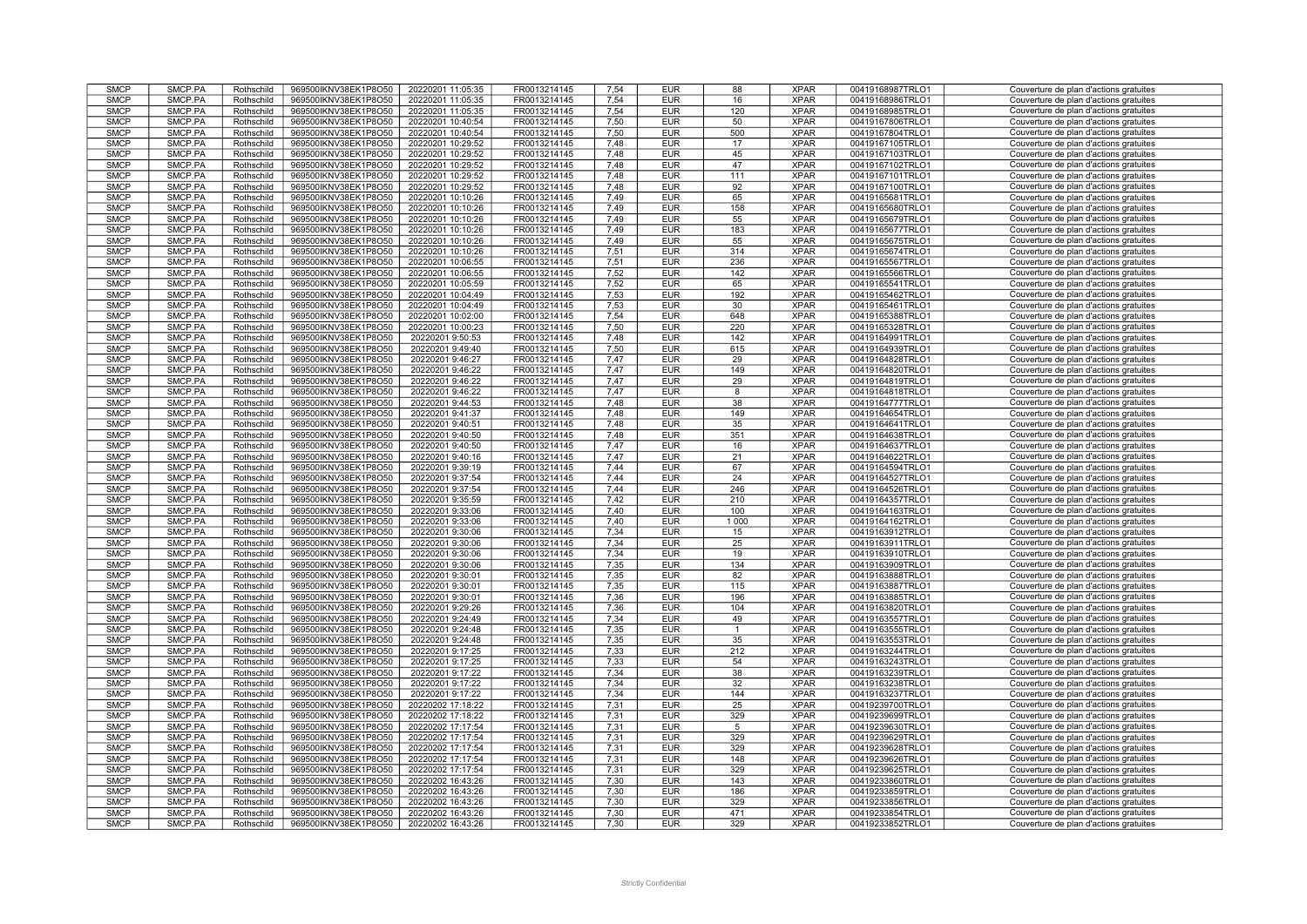| SMCP | SMCP.PA | Rothschild | 969500IKNV38EK1P8O50 | 20220201 11:05:35 | FR0013214145 | 7,54 | EUR | 88 | XPAR | 00419168987TRLO1 | Couverture de plan d'actions gratuites |
|---|---|---|---|---|---|---|---|---|---|---|---|
| SMCP | SMCP.PA | Rothschild | 969500IKNV38EK1P8O50 | 20220201 11:05:35 | FR0013214145 | 7,54 | EUR | 16 | XPAR | 00419168986TRLO1 | Couverture de plan d'actions gratuites |
| SMCP | SMCP.PA | Rothschild | 969500IKNV38EK1P8O50 | 20220201 11:05:35 | FR0013214145 | 7,54 | EUR | 120 | XPAR | 00419168985TRLO1 | Couverture de plan d'actions gratuites |
| SMCP | SMCP.PA | Rothschild | 969500IKNV38EK1P8O50 | 20220201 10:40:54 | FR0013214145 | 7,50 | EUR | 50 | XPAR | 00419167806TRLO1 | Couverture de plan d'actions gratuites |
| SMCP | SMCP.PA | Rothschild | 969500IKNV38EK1P8O50 | 20220201 10:40:54 | FR0013214145 | 7,50 | EUR | 500 | XPAR | 00419167804TRLO1 | Couverture de plan d'actions gratuites |
| SMCP | SMCP.PA | Rothschild | 969500IKNV38EK1P8O50 | 20220201 10:29:52 | FR0013214145 | 7,48 | EUR | 17 | XPAR | 00419167105TRLO1 | Couverture de plan d'actions gratuites |
| SMCP | SMCP.PA | Rothschild | 969500IKNV38EK1P8O50 | 20220201 10:29:52 | FR0013214145 | 7,48 | EUR | 45 | XPAR | 00419167103TRLO1 | Couverture de plan d'actions gratuites |
| SMCP | SMCP.PA | Rothschild | 969500IKNV38EK1P8O50 | 20220201 10:29:52 | FR0013214145 | 7,48 | EUR | 47 | XPAR | 00419167102TRLO1 | Couverture de plan d'actions gratuites |
| SMCP | SMCP.PA | Rothschild | 969500IKNV38EK1P8O50 | 20220201 10:29:52 | FR0013214145 | 7,48 | EUR | 111 | XPAR | 00419167101TRLO1 | Couverture de plan d'actions gratuites |
| SMCP | SMCP.PA | Rothschild | 969500IKNV38EK1P8O50 | 20220201 10:29:52 | FR0013214145 | 7,48 | EUR | 92 | XPAR | 00419167100TRLO1 | Couverture de plan d'actions gratuites |
| SMCP | SMCP.PA | Rothschild | 969500IKNV38EK1P8O50 | 20220201 10:10:26 | FR0013214145 | 7,49 | EUR | 65 | XPAR | 00419165681TRLO1 | Couverture de plan d'actions gratuites |
| SMCP | SMCP.PA | Rothschild | 969500IKNV38EK1P8O50 | 20220201 10:10:26 | FR0013214145 | 7,49 | EUR | 158 | XPAR | 00419165680TRLO1 | Couverture de plan d'actions gratuites |
| SMCP | SMCP.PA | Rothschild | 969500IKNV38EK1P8O50 | 20220201 10:10:26 | FR0013214145 | 7,49 | EUR | 55 | XPAR | 00419165679TRLO1 | Couverture de plan d'actions gratuites |
| SMCP | SMCP.PA | Rothschild | 969500IKNV38EK1P8O50 | 20220201 10:10:26 | FR0013214145 | 7,49 | EUR | 183 | XPAR | 00419165677TRLO1 | Couverture de plan d'actions gratuites |
| SMCP | SMCP.PA | Rothschild | 969500IKNV38EK1P8O50 | 20220201 10:10:26 | FR0013214145 | 7,49 | EUR | 55 | XPAR | 00419165675TRLO1 | Couverture de plan d'actions gratuites |
| SMCP | SMCP.PA | Rothschild | 969500IKNV38EK1P8O50 | 20220201 10:10:26 | FR0013214145 | 7,51 | EUR | 314 | XPAR | 00419165674TRLO1 | Couverture de plan d'actions gratuites |
| SMCP | SMCP.PA | Rothschild | 969500IKNV38EK1P8O50 | 20220201 10:06:55 | FR0013214145 | 7,51 | EUR | 236 | XPAR | 00419165567TRLO1 | Couverture de plan d'actions gratuites |
| SMCP | SMCP.PA | Rothschild | 969500IKNV38EK1P8O50 | 20220201 10:06:55 | FR0013214145 | 7,52 | EUR | 142 | XPAR | 00419165566TRLO1 | Couverture de plan d'actions gratuites |
| SMCP | SMCP.PA | Rothschild | 969500IKNV38EK1P8O50 | 20220201 10:05:59 | FR0013214145 | 7,52 | EUR | 65 | XPAR | 00419165541TRLO1 | Couverture de plan d'actions gratuites |
| SMCP | SMCP.PA | Rothschild | 969500IKNV38EK1P8O50 | 20220201 10:04:49 | FR0013214145 | 7,53 | EUR | 192 | XPAR | 00419165462TRLO1 | Couverture de plan d'actions gratuites |
| SMCP | SMCP.PA | Rothschild | 969500IKNV38EK1P8O50 | 20220201 10:04:49 | FR0013214145 | 7,53 | EUR | 30 | XPAR | 00419165461TRLO1 | Couverture de plan d'actions gratuites |
| SMCP | SMCP.PA | Rothschild | 969500IKNV38EK1P8O50 | 20220201 10:02:00 | FR0013214145 | 7,54 | EUR | 648 | XPAR | 00419165388TRLO1 | Couverture de plan d'actions gratuites |
| SMCP | SMCP.PA | Rothschild | 969500IKNV38EK1P8O50 | 20220201 10:00:23 | FR0013214145 | 7,50 | EUR | 220 | XPAR | 00419165328TRLO1 | Couverture de plan d'actions gratuites |
| SMCP | SMCP.PA | Rothschild | 969500IKNV38EK1P8O50 | 20220201 9:50:53 | FR0013214145 | 7,48 | EUR | 142 | XPAR | 00419164991TRLO1 | Couverture de plan d'actions gratuites |
| SMCP | SMCP.PA | Rothschild | 969500IKNV38EK1P8O50 | 20220201 9:49:40 | FR0013214145 | 7,50 | EUR | 615 | XPAR | 00419164939TRLO1 | Couverture de plan d'actions gratuites |
| SMCP | SMCP.PA | Rothschild | 969500IKNV38EK1P8O50 | 20220201 9:46:27 | FR0013214145 | 7,47 | EUR | 29 | XPAR | 00419164828TRLO1 | Couverture de plan d'actions gratuites |
| SMCP | SMCP.PA | Rothschild | 969500IKNV38EK1P8O50 | 20220201 9:46:22 | FR0013214145 | 7,47 | EUR | 149 | XPAR | 00419164820TRLO1 | Couverture de plan d'actions gratuites |
| SMCP | SMCP.PA | Rothschild | 969500IKNV38EK1P8O50 | 20220201 9:46:22 | FR0013214145 | 7,47 | EUR | 29 | XPAR | 00419164819TRLO1 | Couverture de plan d'actions gratuites |
| SMCP | SMCP.PA | Rothschild | 969500IKNV38EK1P8O50 | 20220201 9:46:22 | FR0013214145 | 7,47 | EUR | 8 | XPAR | 00419164818TRLO1 | Couverture de plan d'actions gratuites |
| SMCP | SMCP.PA | Rothschild | 969500IKNV38EK1P8O50 | 20220201 9:44:53 | FR0013214145 | 7,48 | EUR | 38 | XPAR | 00419164777TRLO1 | Couverture de plan d'actions gratuites |
| SMCP | SMCP.PA | Rothschild | 969500IKNV38EK1P8O50 | 20220201 9:41:37 | FR0013214145 | 7,48 | EUR | 149 | XPAR | 00419164654TRLO1 | Couverture de plan d'actions gratuites |
| SMCP | SMCP.PA | Rothschild | 969500IKNV38EK1P8O50 | 20220201 9:40:51 | FR0013214145 | 7,48 | EUR | 35 | XPAR | 00419164641TRLO1 | Couverture de plan d'actions gratuites |
| SMCP | SMCP.PA | Rothschild | 969500IKNV38EK1P8O50 | 20220201 9:40:50 | FR0013214145 | 7,48 | EUR | 351 | XPAR | 00419164638TRLO1 | Couverture de plan d'actions gratuites |
| SMCP | SMCP.PA | Rothschild | 969500IKNV38EK1P8O50 | 20220201 9:40:50 | FR0013214145 | 7,47 | EUR | 16 | XPAR | 00419164637TRLO1 | Couverture de plan d'actions gratuites |
| SMCP | SMCP.PA | Rothschild | 969500IKNV38EK1P8O50 | 20220201 9:40:16 | FR0013214145 | 7,47 | EUR | 21 | XPAR | 00419164622TRLO1 | Couverture de plan d'actions gratuites |
| SMCP | SMCP.PA | Rothschild | 969500IKNV38EK1P8O50 | 20220201 9:39:19 | FR0013214145 | 7,44 | EUR | 67 | XPAR | 00419164594TRLO1 | Couverture de plan d'actions gratuites |
| SMCP | SMCP.PA | Rothschild | 969500IKNV38EK1P8O50 | 20220201 9:37:54 | FR0013214145 | 7,44 | EUR | 24 | XPAR | 00419164527TRLO1 | Couverture de plan d'actions gratuites |
| SMCP | SMCP.PA | Rothschild | 969500IKNV38EK1P8O50 | 20220201 9:37:54 | FR0013214145 | 7,44 | EUR | 246 | XPAR | 00419164526TRLO1 | Couverture de plan d'actions gratuites |
| SMCP | SMCP.PA | Rothschild | 969500IKNV38EK1P8O50 | 20220201 9:35:59 | FR0013214145 | 7,42 | EUR | 210 | XPAR | 00419164357TRLO1 | Couverture de plan d'actions gratuites |
| SMCP | SMCP.PA | Rothschild | 969500IKNV38EK1P8O50 | 20220201 9:33:06 | FR0013214145 | 7,40 | EUR | 100 | XPAR | 00419164163TRLO1 | Couverture de plan d'actions gratuites |
| SMCP | SMCP.PA | Rothschild | 969500IKNV38EK1P8O50 | 20220201 9:33:06 | FR0013214145 | 7,40 | EUR | 1 000 | XPAR | 00419164162TRLO1 | Couverture de plan d'actions gratuites |
| SMCP | SMCP.PA | Rothschild | 969500IKNV38EK1P8O50 | 20220201 9:30:06 | FR0013214145 | 7,34 | EUR | 15 | XPAR | 00419163912TRLO1 | Couverture de plan d'actions gratuites |
| SMCP | SMCP.PA | Rothschild | 969500IKNV38EK1P8O50 | 20220201 9:30:06 | FR0013214145 | 7,34 | EUR | 25 | XPAR | 00419163911TRLO1 | Couverture de plan d'actions gratuites |
| SMCP | SMCP.PA | Rothschild | 969500IKNV38EK1P8O50 | 20220201 9:30:06 | FR0013214145 | 7,34 | EUR | 19 | XPAR | 00419163910TRLO1 | Couverture de plan d'actions gratuites |
| SMCP | SMCP.PA | Rothschild | 969500IKNV38EK1P8O50 | 20220201 9:30:06 | FR0013214145 | 7,35 | EUR | 134 | XPAR | 00419163909TRLO1 | Couverture de plan d'actions gratuites |
| SMCP | SMCP.PA | Rothschild | 969500IKNV38EK1P8O50 | 20220201 9:30:01 | FR0013214145 | 7,35 | EUR | 82 | XPAR | 00419163888TRLO1 | Couverture de plan d'actions gratuites |
| SMCP | SMCP.PA | Rothschild | 969500IKNV38EK1P8O50 | 20220201 9:30:01 | FR0013214145 | 7,35 | EUR | 115 | XPAR | 00419163887TRLO1 | Couverture de plan d'actions gratuites |
| SMCP | SMCP.PA | Rothschild | 969500IKNV38EK1P8O50 | 20220201 9:30:01 | FR0013214145 | 7,36 | EUR | 196 | XPAR | 00419163885TRLO1 | Couverture de plan d'actions gratuites |
| SMCP | SMCP.PA | Rothschild | 969500IKNV38EK1P8O50 | 20220201 9:29:26 | FR0013214145 | 7,36 | EUR | 104 | XPAR | 00419163820TRLO1 | Couverture de plan d'actions gratuites |
| SMCP | SMCP.PA | Rothschild | 969500IKNV38EK1P8O50 | 20220201 9:24:49 | FR0013214145 | 7,34 | EUR | 49 | XPAR | 00419163557TRLO1 | Couverture de plan d'actions gratuites |
| SMCP | SMCP.PA | Rothschild | 969500IKNV38EK1P8O50 | 20220201 9:24:48 | FR0013214145 | 7,35 | EUR | 1 | XPAR | 00419163555TRLO1 | Couverture de plan d'actions gratuites |
| SMCP | SMCP.PA | Rothschild | 969500IKNV38EK1P8O50 | 20220201 9:24:48 | FR0013214145 | 7,35 | EUR | 35 | XPAR | 00419163553TRLO1 | Couverture de plan d'actions gratuites |
| SMCP | SMCP.PA | Rothschild | 969500IKNV38EK1P8O50 | 20220201 9:17:25 | FR0013214145 | 7,33 | EUR | 212 | XPAR | 00419163244TRLO1 | Couverture de plan d'actions gratuites |
| SMCP | SMCP.PA | Rothschild | 969500IKNV38EK1P8O50 | 20220201 9:17:25 | FR0013214145 | 7,33 | EUR | 54 | XPAR | 00419163243TRLO1 | Couverture de plan d'actions gratuites |
| SMCP | SMCP.PA | Rothschild | 969500IKNV38EK1P8O50 | 20220201 9:17:22 | FR0013214145 | 7,34 | EUR | 38 | XPAR | 00419163239TRLO1 | Couverture de plan d'actions gratuites |
| SMCP | SMCP.PA | Rothschild | 969500IKNV38EK1P8O50 | 20220201 9:17:22 | FR0013214145 | 7,34 | EUR | 32 | XPAR | 00419163238TRLO1 | Couverture de plan d'actions gratuites |
| SMCP | SMCP.PA | Rothschild | 969500IKNV38EK1P8O50 | 20220201 9:17:22 | FR0013214145 | 7,34 | EUR | 144 | XPAR | 00419163237TRLO1 | Couverture de plan d'actions gratuites |
| SMCP | SMCP.PA | Rothschild | 969500IKNV38EK1P8O50 | 20220202 17:18:22 | FR0013214145 | 7,31 | EUR | 25 | XPAR | 00419239700TRLO1 | Couverture de plan d'actions gratuites |
| SMCP | SMCP.PA | Rothschild | 969500IKNV38EK1P8O50 | 20220202 17:18:22 | FR0013214145 | 7,31 | EUR | 329 | XPAR | 00419239699TRLO1 | Couverture de plan d'actions gratuites |
| SMCP | SMCP.PA | Rothschild | 969500IKNV38EK1P8O50 | 20220202 17:17:54 | FR0013214145 | 7,31 | EUR | 5 | XPAR | 00419239630TRLO1 | Couverture de plan d'actions gratuites |
| SMCP | SMCP.PA | Rothschild | 969500IKNV38EK1P8O50 | 20220202 17:17:54 | FR0013214145 | 7,31 | EUR | 329 | XPAR | 00419239629TRLO1 | Couverture de plan d'actions gratuites |
| SMCP | SMCP.PA | Rothschild | 969500IKNV38EK1P8O50 | 20220202 17:17:54 | FR0013214145 | 7,31 | EUR | 329 | XPAR | 00419239628TRLO1 | Couverture de plan d'actions gratuites |
| SMCP | SMCP.PA | Rothschild | 969500IKNV38EK1P8O50 | 20220202 17:17:54 | FR0013214145 | 7,31 | EUR | 148 | XPAR | 00419239626TRLO1 | Couverture de plan d'actions gratuites |
| SMCP | SMCP.PA | Rothschild | 969500IKNV38EK1P8O50 | 20220202 17:17:54 | FR0013214145 | 7,31 | EUR | 329 | XPAR | 00419239625TRLO1 | Couverture de plan d'actions gratuites |
| SMCP | SMCP.PA | Rothschild | 969500IKNV38EK1P8O50 | 20220202 16:43:26 | FR0013214145 | 7,30 | EUR | 143 | XPAR | 00419233860TRLO1 | Couverture de plan d'actions gratuites |
| SMCP | SMCP.PA | Rothschild | 969500IKNV38EK1P8O50 | 20220202 16:43:26 | FR0013214145 | 7,30 | EUR | 186 | XPAR | 00419233859TRLO1 | Couverture de plan d'actions gratuites |
| SMCP | SMCP.PA | Rothschild | 969500IKNV38EK1P8O50 | 20220202 16:43:26 | FR0013214145 | 7,30 | EUR | 329 | XPAR | 00419233856TRLO1 | Couverture de plan d'actions gratuites |
| SMCP | SMCP.PA | Rothschild | 969500IKNV38EK1P8O50 | 20220202 16:43:26 | FR0013214145 | 7,30 | EUR | 471 | XPAR | 00419233854TRLO1 | Couverture de plan d'actions gratuites |
| SMCP | SMCP.PA | Rothschild | 969500IKNV38EK1P8O50 | 20220202 16:43:26 | FR0013214145 | 7,30 | EUR | 329 | XPAR | 00419233852TRLO1 | Couverture de plan d'actions gratuites |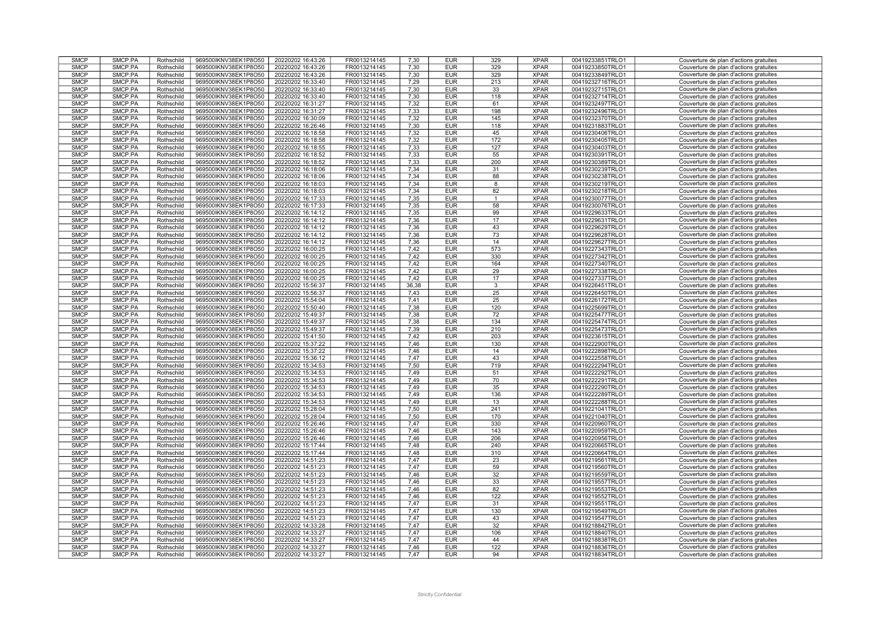| | | | | | | | | | | | |
|---|---|---|---|---|---|---|---|---|---|---|---|
| SMCP | SMCP.PA | Rothschild | 969500IKNV38EK1P8O50 | 20220202 16:43:26 | FR0013214145 | 7,30 | EUR | 329 | XPAR | 00419233851TRLO1 | Couverture de plan d'actions gratuites |
| SMCP | SMCP.PA | Rothschild | 969500IKNV38EK1P8O50 | 20220202 16:43:26 | FR0013214145 | 7,30 | EUR | 329 | XPAR | 00419233850TRLO1 | Couverture de plan d'actions gratuites |
| SMCP | SMCP.PA | Rothschild | 969500IKNV38EK1P8O50 | 20220202 16:43:26 | FR0013214145 | 7,30 | EUR | 329 | XPAR | 00419233849TRLO1 | Couverture de plan d'actions gratuites |
| SMCP | SMCP.PA | Rothschild | 969500IKNV38EK1P8O50 | 20220202 16:33:40 | FR0013214145 | 7,29 | EUR | 213 | XPAR | 00419232716TRLO1 | Couverture de plan d'actions gratuites |
| SMCP | SMCP.PA | Rothschild | 969500IKNV38EK1P8O50 | 20220202 16:33:40 | FR0013214145 | 7,30 | EUR | 33 | XPAR | 00419232715TRLO1 | Couverture de plan d'actions gratuites |
| SMCP | SMCP.PA | Rothschild | 969500IKNV38EK1P8O50 | 20220202 16:33:40 | FR0013214145 | 7,30 | EUR | 118 | XPAR | 00419232714TRLO1 | Couverture de plan d'actions gratuites |
| SMCP | SMCP.PA | Rothschild | 969500IKNV38EK1P8O50 | 20220202 16:31:27 | FR0013214145 | 7,32 | EUR | 61 | XPAR | 00419232497TRLO1 | Couverture de plan d'actions gratuites |
| SMCP | SMCP.PA | Rothschild | 969500IKNV38EK1P8O50 | 20220202 16:31:27 | FR0013214145 | 7,33 | EUR | 198 | XPAR | 00419232496TRLO1 | Couverture de plan d'actions gratuites |
| SMCP | SMCP.PA | Rothschild | 969500IKNV38EK1P8O50 | 20220202 16:30:09 | FR0013214145 | 7,32 | EUR | 145 | XPAR | 00419232370TRLO1 | Couverture de plan d'actions gratuites |
| SMCP | SMCP.PA | Rothschild | 969500IKNV38EK1P8O50 | 20220202 16:26:46 | FR0013214145 | 7,30 | EUR | 118 | XPAR | 00419231883TRLO1 | Couverture de plan d'actions gratuites |
| SMCP | SMCP.PA | Rothschild | 969500IKNV38EK1P8O50 | 20220202 16:18:58 | FR0013214145 | 7,32 | EUR | 45 | XPAR | 00419230406TRLO1 | Couverture de plan d'actions gratuites |
| SMCP | SMCP.PA | Rothschild | 969500IKNV38EK1P8O50 | 20220202 16:18:58 | FR0013214145 | 7,32 | EUR | 172 | XPAR | 00419230405TRLO1 | Couverture de plan d'actions gratuites |
| SMCP | SMCP.PA | Rothschild | 969500IKNV38EK1P8O50 | 20220202 16:18:55 | FR0013214145 | 7,33 | EUR | 127 | XPAR | 00419230403TRLO1 | Couverture de plan d'actions gratuites |
| SMCP | SMCP.PA | Rothschild | 969500IKNV38EK1P8O50 | 20220202 16:18:52 | FR0013214145 | 7,33 | EUR | 55 | XPAR | 00419230391TRLO1 | Couverture de plan d'actions gratuites |
| SMCP | SMCP.PA | Rothschild | 969500IKNV38EK1P8O50 | 20220202 16:18:52 | FR0013214145 | 7,33 | EUR | 200 | XPAR | 00419230389TRLO1 | Couverture de plan d'actions gratuites |
| SMCP | SMCP.PA | Rothschild | 969500IKNV38EK1P8O50 | 20220202 16:18:06 | FR0013214145 | 7,34 | EUR | 31 | XPAR | 00419230239TRLO1 | Couverture de plan d'actions gratuites |
| SMCP | SMCP.PA | Rothschild | 969500IKNV38EK1P8O50 | 20220202 16:18:06 | FR0013214145 | 7,34 | EUR | 88 | XPAR | 00419230238TRLO1 | Couverture de plan d'actions gratuites |
| SMCP | SMCP.PA | Rothschild | 969500IKNV38EK1P8O50 | 20220202 16:18:03 | FR0013214145 | 7,34 | EUR | 8 | XPAR | 00419230219TRLO1 | Couverture de plan d'actions gratuites |
| SMCP | SMCP.PA | Rothschild | 969500IKNV38EK1P8O50 | 20220202 16:18:03 | FR0013214145 | 7,34 | EUR | 82 | XPAR | 00419230218TRLO1 | Couverture de plan d'actions gratuites |
| SMCP | SMCP.PA | Rothschild | 969500IKNV38EK1P8O50 | 20220202 16:17:33 | FR0013214145 | 7,35 | EUR | 1 | XPAR | 00419230077TRLO1 | Couverture de plan d'actions gratuites |
| SMCP | SMCP.PA | Rothschild | 969500IKNV38EK1P8O50 | 20220202 16:17:33 | FR0013214145 | 7,35 | EUR | 58 | XPAR | 00419230076TRLO1 | Couverture de plan d'actions gratuites |
| SMCP | SMCP.PA | Rothschild | 969500IKNV38EK1P8O50 | 20220202 16:14:12 | FR0013214145 | 7,35 | EUR | 99 | XPAR | 00419229633TRLO1 | Couverture de plan d'actions gratuites |
| SMCP | SMCP.PA | Rothschild | 969500IKNV38EK1P8O50 | 20220202 16:14:12 | FR0013214145 | 7,36 | EUR | 17 | XPAR | 00419229631TRLO1 | Couverture de plan d'actions gratuites |
| SMCP | SMCP.PA | Rothschild | 969500IKNV38EK1P8O50 | 20220202 16:14:12 | FR0013214145 | 7,36 | EUR | 43 | XPAR | 00419229629TRLO1 | Couverture de plan d'actions gratuites |
| SMCP | SMCP.PA | Rothschild | 969500IKNV38EK1P8O50 | 20220202 16:14:12 | FR0013214145 | 7,36 | EUR | 73 | XPAR | 00419229628TRLO1 | Couverture de plan d'actions gratuites |
| SMCP | SMCP.PA | Rothschild | 969500IKNV38EK1P8O50 | 20220202 16:14:12 | FR0013214145 | 7,36 | EUR | 14 | XPAR | 00419229627TRLO1 | Couverture de plan d'actions gratuites |
| SMCP | SMCP.PA | Rothschild | 969500IKNV38EK1P8O50 | 20220202 16:00:25 | FR0013214145 | 7,42 | EUR | 573 | XPAR | 00419227343TRLO1 | Couverture de plan d'actions gratuites |
| SMCP | SMCP.PA | Rothschild | 969500IKNV38EK1P8O50 | 20220202 16:00:25 | FR0013214145 | 7,42 | EUR | 330 | XPAR | 00419227342TRLO1 | Couverture de plan d'actions gratuites |
| SMCP | SMCP.PA | Rothschild | 969500IKNV38EK1P8O50 | 20220202 16:00:25 | FR0013214145 | 7,42 | EUR | 164 | XPAR | 00419227340TRLO1 | Couverture de plan d'actions gratuites |
| SMCP | SMCP.PA | Rothschild | 969500IKNV38EK1P8O50 | 20220202 16:00:25 | FR0013214145 | 7,42 | EUR | 29 | XPAR | 00419227338TRLO1 | Couverture de plan d'actions gratuites |
| SMCP | SMCP.PA | Rothschild | 969500IKNV38EK1P8O50 | 20220202 16:00:25 | FR0013214145 | 7,42 | EUR | 17 | XPAR | 00419227337TRLO1 | Couverture de plan d'actions gratuites |
| SMCP | SMCP.PA | Rothschild | 969500IKNV38EK1P8O50 | 20220202 15:56:37 | FR0013214145 | 36,38 | EUR | 3 | XPAR | 00419226451TRLO1 | Couverture de plan d'actions gratuites |
| SMCP | SMCP.PA | Rothschild | 969500IKNV38EK1P8O50 | 20220202 15:56:37 | FR0013214145 | 7,43 | EUR | 25 | XPAR | 00419226450TRLO1 | Couverture de plan d'actions gratuites |
| SMCP | SMCP.PA | Rothschild | 969500IKNV38EK1P8O50 | 20220202 15:54:04 | FR0013214145 | 7,41 | EUR | 25 | XPAR | 00419226172TRLO1 | Couverture de plan d'actions gratuites |
| SMCP | SMCP.PA | Rothschild | 969500IKNV38EK1P8O50 | 20220202 15:50:40 | FR0013214145 | 7,38 | EUR | 120 | XPAR | 00419225699TRLO1 | Couverture de plan d'actions gratuites |
| SMCP | SMCP.PA | Rothschild | 969500IKNV38EK1P8O50 | 20220202 15:49:37 | FR0013214145 | 7,38 | EUR | 72 | XPAR | 00419225477TRLO1 | Couverture de plan d'actions gratuites |
| SMCP | SMCP.PA | Rothschild | 969500IKNV38EK1P8O50 | 20220202 15:49:37 | FR0013214145 | 7,38 | EUR | 134 | XPAR | 00419225474TRLO1 | Couverture de plan d'actions gratuites |
| SMCP | SMCP.PA | Rothschild | 969500IKNV38EK1P8O50 | 20220202 15:49:37 | FR0013214145 | 7,39 | EUR | 210 | XPAR | 00419225473TRLO1 | Couverture de plan d'actions gratuites |
| SMCP | SMCP.PA | Rothschild | 969500IKNV38EK1P8O50 | 20220202 15:41:50 | FR0013214145 | 7,42 | EUR | 203 | XPAR | 00419223615TRLO1 | Couverture de plan d'actions gratuites |
| SMCP | SMCP.PA | Rothschild | 969500IKNV38EK1P8O50 | 20220202 15:37:22 | FR0013214145 | 7,46 | EUR | 130 | XPAR | 00419222900TRLO1 | Couverture de plan d'actions gratuites |
| SMCP | SMCP.PA | Rothschild | 969500IKNV38EK1P8O50 | 20220202 15:37:22 | FR0013214145 | 7,46 | EUR | 14 | XPAR | 00419222898TRLO1 | Couverture de plan d'actions gratuites |
| SMCP | SMCP.PA | Rothschild | 969500IKNV38EK1P8O50 | 20220202 15:36:12 | FR0013214145 | 7,47 | EUR | 43 | XPAR | 00419222558TRLO1 | Couverture de plan d'actions gratuites |
| SMCP | SMCP.PA | Rothschild | 969500IKNV38EK1P8O50 | 20220202 15:34:53 | FR0013214145 | 7,50 | EUR | 719 | XPAR | 00419222294TRLO1 | Couverture de plan d'actions gratuites |
| SMCP | SMCP.PA | Rothschild | 969500IKNV38EK1P8O50 | 20220202 15:34:53 | FR0013214145 | 7,49 | EUR | 51 | XPAR | 00419222292TRLO1 | Couverture de plan d'actions gratuites |
| SMCP | SMCP.PA | Rothschild | 969500IKNV38EK1P8O50 | 20220202 15:34:53 | FR0013214145 | 7,49 | EUR | 70 | XPAR | 00419222291TRLO1 | Couverture de plan d'actions gratuites |
| SMCP | SMCP.PA | Rothschild | 969500IKNV38EK1P8O50 | 20220202 15:34:53 | FR0013214145 | 7,49 | EUR | 35 | XPAR | 00419222290TRLO1 | Couverture de plan d'actions gratuites |
| SMCP | SMCP.PA | Rothschild | 969500IKNV38EK1P8O50 | 20220202 15:34:53 | FR0013214145 | 7,49 | EUR | 136 | XPAR | 00419222289TRLO1 | Couverture de plan d'actions gratuites |
| SMCP | SMCP.PA | Rothschild | 969500IKNV38EK1P8O50 | 20220202 15:34:53 | FR0013214145 | 7,49 | EUR | 13 | XPAR | 00419222288TRLO1 | Couverture de plan d'actions gratuites |
| SMCP | SMCP.PA | Rothschild | 969500IKNV38EK1P8O50 | 20220202 15:28:04 | FR0013214145 | 7,50 | EUR | 241 | XPAR | 00419221041TRLO1 | Couverture de plan d'actions gratuites |
| SMCP | SMCP.PA | Rothschild | 969500IKNV38EK1P8O50 | 20220202 15:28:04 | FR0013214145 | 7,50 | EUR | 170 | XPAR | 00419221040TRLO1 | Couverture de plan d'actions gratuites |
| SMCP | SMCP.PA | Rothschild | 969500IKNV38EK1P8O50 | 20220202 15:26:46 | FR0013214145 | 7,47 | EUR | 330 | XPAR | 00419220960TRLO1 | Couverture de plan d'actions gratuites |
| SMCP | SMCP.PA | Rothschild | 969500IKNV38EK1P8O50 | 20220202 15:26:46 | FR0013214145 | 7,46 | EUR | 143 | XPAR | 00419220959TRLO1 | Couverture de plan d'actions gratuites |
| SMCP | SMCP.PA | Rothschild | 969500IKNV38EK1P8O50 | 20220202 15:26:46 | FR0013214145 | 7,46 | EUR | 206 | XPAR | 00419220956TRLO1 | Couverture de plan d'actions gratuites |
| SMCP | SMCP.PA | Rothschild | 969500IKNV38EK1P8O50 | 20220202 15:17:44 | FR0013214145 | 7,48 | EUR | 240 | XPAR | 00419220665TRLO1 | Couverture de plan d'actions gratuites |
| SMCP | SMCP.PA | Rothschild | 969500IKNV38EK1P8O50 | 20220202 15:17:44 | FR0013214145 | 7,48 | EUR | 310 | XPAR | 00419220664TRLO1 | Couverture de plan d'actions gratuites |
| SMCP | SMCP.PA | Rothschild | 969500IKNV38EK1P8O50 | 20220202 14:51:23 | FR0013214145 | 7,47 | EUR | 23 | XPAR | 00419219561TRLO1 | Couverture de plan d'actions gratuites |
| SMCP | SMCP.PA | Rothschild | 969500IKNV38EK1P8O50 | 20220202 14:51:23 | FR0013214145 | 7,47 | EUR | 59 | XPAR | 00419219560TRLO1 | Couverture de plan d'actions gratuites |
| SMCP | SMCP.PA | Rothschild | 969500IKNV38EK1P8O50 | 20220202 14:51:23 | FR0013214145 | 7,46 | EUR | 32 | XPAR | 00419219559TRLO1 | Couverture de plan d'actions gratuites |
| SMCP | SMCP.PA | Rothschild | 969500IKNV38EK1P8O50 | 20220202 14:51:23 | FR0013214145 | 7,46 | EUR | 33 | XPAR | 00419219557TRLO1 | Couverture de plan d'actions gratuites |
| SMCP | SMCP.PA | Rothschild | 969500IKNV38EK1P8O50 | 20220202 14:51:23 | FR0013214145 | 7,46 | EUR | 82 | XPAR | 00419219553TRLO1 | Couverture de plan d'actions gratuites |
| SMCP | SMCP.PA | Rothschild | 969500IKNV38EK1P8O50 | 20220202 14:51:23 | FR0013214145 | 7,46 | EUR | 122 | XPAR | 00419219552TRLO1 | Couverture de plan d'actions gratuites |
| SMCP | SMCP.PA | Rothschild | 969500IKNV38EK1P8O50 | 20220202 14:51:23 | FR0013214145 | 7,47 | EUR | 31 | XPAR | 00419219551TRLO1 | Couverture de plan d'actions gratuites |
| SMCP | SMCP.PA | Rothschild | 969500IKNV38EK1P8O50 | 20220202 14:51:23 | FR0013214145 | 7,47 | EUR | 130 | XPAR | 00419219549TRLO1 | Couverture de plan d'actions gratuites |
| SMCP | SMCP.PA | Rothschild | 969500IKNV38EK1P8O50 | 20220202 14:51:23 | FR0013214145 | 7,47 | EUR | 43 | XPAR | 00419219547TRLO1 | Couverture de plan d'actions gratuites |
| SMCP | SMCP.PA | Rothschild | 969500IKNV38EK1P8O50 | 20220202 14:33:28 | FR0013214145 | 7,47 | EUR | 32 | XPAR | 00419218842TRLO1 | Couverture de plan d'actions gratuites |
| SMCP | SMCP.PA | Rothschild | 969500IKNV38EK1P8O50 | 20220202 14:33:27 | FR0013214145 | 7,47 | EUR | 106 | XPAR | 00419218840TRLO1 | Couverture de plan d'actions gratuites |
| SMCP | SMCP.PA | Rothschild | 969500IKNV38EK1P8O50 | 20220202 14:33:27 | FR0013214145 | 7,47 | EUR | 44 | XPAR | 00419218838TRLO1 | Couverture de plan d'actions gratuites |
| SMCP | SMCP.PA | Rothschild | 969500IKNV38EK1P8O50 | 20220202 14:33:27 | FR0013214145 | 7,46 | EUR | 122 | XPAR | 00419218836TRLO1 | Couverture de plan d'actions gratuites |
| SMCP | SMCP.PA | Rothschild | 969500IKNV38EK1P8O50 | 20220202 14:33:27 | FR0013214145 | 7,47 | EUR | 94 | XPAR | 00419218834TRLO1 | Couverture de plan d'actions gratuites |

Strictly Confidential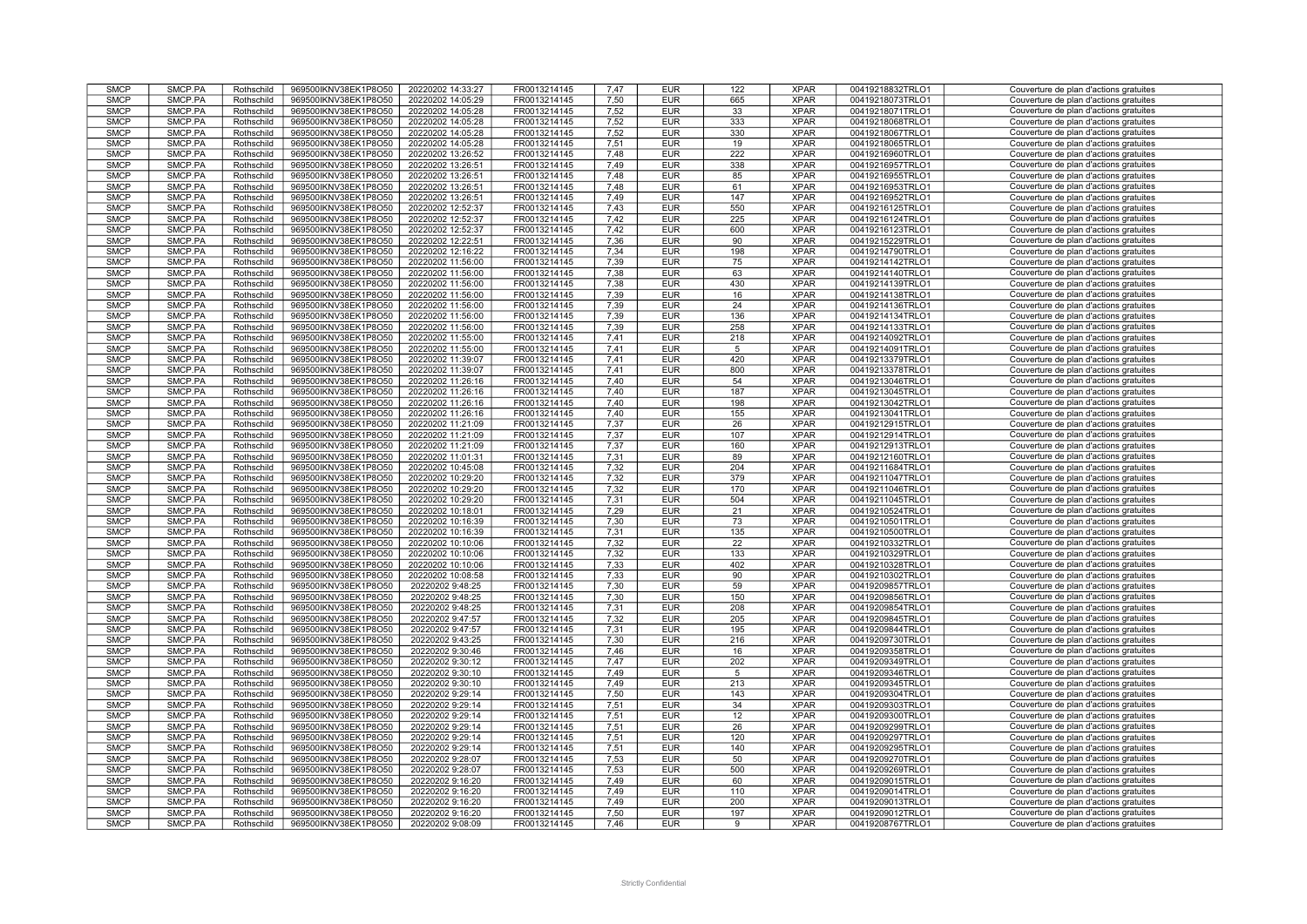| SMCP | SMCP.PA | Rothschild | 969500IKNV38EK1P8O50 | 20220202 14:33:27 | FR0013214145 | 7,47 | EUR | 122 | XPAR | 00419218832TRLO1 | Couverture de plan d'actions gratuites |
|---|---|---|---|---|---|---|---|---|---|---|---|
| SMCP | SMCP.PA | Rothschild | 969500IKNV38EK1P8O50 | 20220202 14:05:29 | FR0013214145 | 7,50 | EUR | 665 | XPAR | 00419218073TRLO1 | Couverture de plan d'actions gratuites |
| SMCP | SMCP.PA | Rothschild | 969500IKNV38EK1P8O50 | 20220202 14:05:28 | FR0013214145 | 7,52 | EUR | 33 | XPAR | 00419218071TRLO1 | Couverture de plan d'actions gratuites |
| SMCP | SMCP.PA | Rothschild | 969500IKNV38EK1P8O50 | 20220202 14:05:28 | FR0013214145 | 7,52 | EUR | 333 | XPAR | 00419218068TRLO1 | Couverture de plan d'actions gratuites |
| SMCP | SMCP.PA | Rothschild | 969500IKNV38EK1P8O50 | 20220202 14:05:28 | FR0013214145 | 7,52 | EUR | 330 | XPAR | 00419218067TRLO1 | Couverture de plan d'actions gratuites |
| SMCP | SMCP.PA | Rothschild | 969500IKNV38EK1P8O50 | 20220202 14:05:28 | FR0013214145 | 7,51 | EUR | 19 | XPAR | 00419218065TRLO1 | Couverture de plan d'actions gratuites |
| SMCP | SMCP.PA | Rothschild | 969500IKNV38EK1P8O50 | 20220202 13:26:52 | FR0013214145 | 7,48 | EUR | 222 | XPAR | 00419216960TRLO1 | Couverture de plan d'actions gratuites |
| SMCP | SMCP.PA | Rothschild | 969500IKNV38EK1P8O50 | 20220202 13:26:51 | FR0013214145 | 7,49 | EUR | 338 | XPAR | 00419216957TRLO1 | Couverture de plan d'actions gratuites |
| SMCP | SMCP.PA | Rothschild | 969500IKNV38EK1P8O50 | 20220202 13:26:51 | FR0013214145 | 7,48 | EUR | 85 | XPAR | 00419216955TRLO1 | Couverture de plan d'actions gratuites |
| SMCP | SMCP.PA | Rothschild | 969500IKNV38EK1P8O50 | 20220202 13:26:51 | FR0013214145 | 7,48 | EUR | 61 | XPAR | 00419216953TRLO1 | Couverture de plan d'actions gratuites |
| SMCP | SMCP.PA | Rothschild | 969500IKNV38EK1P8O50 | 20220202 13:26:51 | FR0013214145 | 7,49 | EUR | 147 | XPAR | 00419216952TRLO1 | Couverture de plan d'actions gratuites |
| SMCP | SMCP.PA | Rothschild | 969500IKNV38EK1P8O50 | 20220202 12:52:37 | FR0013214145 | 7,43 | EUR | 550 | XPAR | 00419216125TRLO1 | Couverture de plan d'actions gratuites |
| SMCP | SMCP.PA | Rothschild | 969500IKNV38EK1P8O50 | 20220202 12:52:37 | FR0013214145 | 7,42 | EUR | 225 | XPAR | 00419216124TRLO1 | Couverture de plan d'actions gratuites |
| SMCP | SMCP.PA | Rothschild | 969500IKNV38EK1P8O50 | 20220202 12:52:37 | FR0013214145 | 7,42 | EUR | 600 | XPAR | 00419216123TRLO1 | Couverture de plan d'actions gratuites |
| SMCP | SMCP.PA | Rothschild | 969500IKNV38EK1P8O50 | 20220202 12:22:51 | FR0013214145 | 7,36 | EUR | 90 | XPAR | 00419215229TRLO1 | Couverture de plan d'actions gratuites |
| SMCP | SMCP.PA | Rothschild | 969500IKNV38EK1P8O50 | 20220202 12:16:22 | FR0013214145 | 7,34 | EUR | 198 | XPAR | 00419214790TRLO1 | Couverture de plan d'actions gratuites |
| SMCP | SMCP.PA | Rothschild | 969500IKNV38EK1P8O50 | 20220202 11:56:00 | FR0013214145 | 7,39 | EUR | 75 | XPAR | 00419214142TRLO1 | Couverture de plan d'actions gratuites |
| SMCP | SMCP.PA | Rothschild | 969500IKNV38EK1P8O50 | 20220202 11:56:00 | FR0013214145 | 7,38 | EUR | 63 | XPAR | 00419214140TRLO1 | Couverture de plan d'actions gratuites |
| SMCP | SMCP.PA | Rothschild | 969500IKNV38EK1P8O50 | 20220202 11:56:00 | FR0013214145 | 7,38 | EUR | 430 | XPAR | 00419214139TRLO1 | Couverture de plan d'actions gratuites |
| SMCP | SMCP.PA | Rothschild | 969500IKNV38EK1P8O50 | 20220202 11:56:00 | FR0013214145 | 7,39 | EUR | 16 | XPAR | 00419214138TRLO1 | Couverture de plan d'actions gratuites |
| SMCP | SMCP.PA | Rothschild | 969500IKNV38EK1P8O50 | 20220202 11:56:00 | FR0013214145 | 7,39 | EUR | 24 | XPAR | 00419214136TRLO1 | Couverture de plan d'actions gratuites |
| SMCP | SMCP.PA | Rothschild | 969500IKNV38EK1P8O50 | 20220202 11:56:00 | FR0013214145 | 7,39 | EUR | 136 | XPAR | 00419214134TRLO1 | Couverture de plan d'actions gratuites |
| SMCP | SMCP.PA | Rothschild | 969500IKNV38EK1P8O50 | 20220202 11:56:00 | FR0013214145 | 7,39 | EUR | 258 | XPAR | 00419214133TRLO1 | Couverture de plan d'actions gratuites |
| SMCP | SMCP.PA | Rothschild | 969500IKNV38EK1P8O50 | 20220202 11:55:00 | FR0013214145 | 7,41 | EUR | 218 | XPAR | 00419214092TRLO1 | Couverture de plan d'actions gratuites |
| SMCP | SMCP.PA | Rothschild | 969500IKNV38EK1P8O50 | 20220202 11:55:00 | FR0013214145 | 7,41 | EUR | 5 | XPAR | 00419214091TRLO1 | Couverture de plan d'actions gratuites |
| SMCP | SMCP.PA | Rothschild | 969500IKNV38EK1P8O50 | 20220202 11:39:07 | FR0013214145 | 7,41 | EUR | 420 | XPAR | 00419213379TRLO1 | Couverture de plan d'actions gratuites |
| SMCP | SMCP.PA | Rothschild | 969500IKNV38EK1P8O50 | 20220202 11:39:07 | FR0013214145 | 7,41 | EUR | 800 | XPAR | 00419213378TRLO1 | Couverture de plan d'actions gratuites |
| SMCP | SMCP.PA | Rothschild | 969500IKNV38EK1P8O50 | 20220202 11:26:16 | FR0013214145 | 7,40 | EUR | 54 | XPAR | 00419213046TRLO1 | Couverture de plan d'actions gratuites |
| SMCP | SMCP.PA | Rothschild | 969500IKNV38EK1P8O50 | 20220202 11:26:16 | FR0013214145 | 7,40 | EUR | 187 | XPAR | 00419213045TRLO1 | Couverture de plan d'actions gratuites |
| SMCP | SMCP.PA | Rothschild | 969500IKNV38EK1P8O50 | 20220202 11:26:16 | FR0013214145 | 7,40 | EUR | 198 | XPAR | 00419213042TRLO1 | Couverture de plan d'actions gratuites |
| SMCP | SMCP.PA | Rothschild | 969500IKNV38EK1P8O50 | 20220202 11:26:16 | FR0013214145 | 7,40 | EUR | 155 | XPAR | 00419213041TRLO1 | Couverture de plan d'actions gratuites |
| SMCP | SMCP.PA | Rothschild | 969500IKNV38EK1P8O50 | 20220202 11:21:09 | FR0013214145 | 7,37 | EUR | 26 | XPAR | 00419212915TRLO1 | Couverture de plan d'actions gratuites |
| SMCP | SMCP.PA | Rothschild | 969500IKNV38EK1P8O50 | 20220202 11:21:09 | FR0013214145 | 7,37 | EUR | 107 | XPAR | 00419212914TRLO1 | Couverture de plan d'actions gratuites |
| SMCP | SMCP.PA | Rothschild | 969500IKNV38EK1P8O50 | 20220202 11:21:09 | FR0013214145 | 7,37 | EUR | 160 | XPAR | 00419212913TRLO1 | Couverture de plan d'actions gratuites |
| SMCP | SMCP.PA | Rothschild | 969500IKNV38EK1P8O50 | 20220202 11:01:31 | FR0013214145 | 7,31 | EUR | 89 | XPAR | 00419212160TRLO1 | Couverture de plan d'actions gratuites |
| SMCP | SMCP.PA | Rothschild | 969500IKNV38EK1P8O50 | 20220202 10:45:08 | FR0013214145 | 7,32 | EUR | 204 | XPAR | 00419211684TRLO1 | Couverture de plan d'actions gratuites |
| SMCP | SMCP.PA | Rothschild | 969500IKNV38EK1P8O50 | 20220202 10:29:20 | FR0013214145 | 7,32 | EUR | 379 | XPAR | 00419211047TRLO1 | Couverture de plan d'actions gratuites |
| SMCP | SMCP.PA | Rothschild | 969500IKNV38EK1P8O50 | 20220202 10:29:20 | FR0013214145 | 7,32 | EUR | 170 | XPAR | 00419211046TRLO1 | Couverture de plan d'actions gratuites |
| SMCP | SMCP.PA | Rothschild | 969500IKNV38EK1P8O50 | 20220202 10:29:20 | FR0013214145 | 7,31 | EUR | 504 | XPAR | 00419211045TRLO1 | Couverture de plan d'actions gratuites |
| SMCP | SMCP.PA | Rothschild | 969500IKNV38EK1P8O50 | 20220202 10:18:01 | FR0013214145 | 7,29 | EUR | 21 | XPAR | 00419210524TRLO1 | Couverture de plan d'actions gratuites |
| SMCP | SMCP.PA | Rothschild | 969500IKNV38EK1P8O50 | 20220202 10:16:39 | FR0013214145 | 7,30 | EUR | 73 | XPAR | 00419210501TRLO1 | Couverture de plan d'actions gratuites |
| SMCP | SMCP.PA | Rothschild | 969500IKNV38EK1P8O50 | 20220202 10:16:39 | FR0013214145 | 7,31 | EUR | 135 | XPAR | 00419210500TRLO1 | Couverture de plan d'actions gratuites |
| SMCP | SMCP.PA | Rothschild | 969500IKNV38EK1P8O50 | 20220202 10:10:06 | FR0013214145 | 7,32 | EUR | 22 | XPAR | 00419210332TRLO1 | Couverture de plan d'actions gratuites |
| SMCP | SMCP.PA | Rothschild | 969500IKNV38EK1P8O50 | 20220202 10:10:06 | FR0013214145 | 7,32 | EUR | 133 | XPAR | 00419210329TRLO1 | Couverture de plan d'actions gratuites |
| SMCP | SMCP.PA | Rothschild | 969500IKNV38EK1P8O50 | 20220202 10:10:06 | FR0013214145 | 7,33 | EUR | 402 | XPAR | 00419210328TRLO1 | Couverture de plan d'actions gratuites |
| SMCP | SMCP.PA | Rothschild | 969500IKNV38EK1P8O50 | 20220202 10:08:58 | FR0013214145 | 7,33 | EUR | 90 | XPAR | 00419210302TRLO1 | Couverture de plan d'actions gratuites |
| SMCP | SMCP.PA | Rothschild | 969500IKNV38EK1P8O50 | 20220202 9:48:25 | FR0013214145 | 7,30 | EUR | 59 | XPAR | 00419209857TRLO1 | Couverture de plan d'actions gratuites |
| SMCP | SMCP.PA | Rothschild | 969500IKNV38EK1P8O50 | 20220202 9:48:25 | FR0013214145 | 7,30 | EUR | 150 | XPAR | 00419209856TRLO1 | Couverture de plan d'actions gratuites |
| SMCP | SMCP.PA | Rothschild | 969500IKNV38EK1P8O50 | 20220202 9:48:25 | FR0013214145 | 7,31 | EUR | 208 | XPAR | 00419209854TRLO1 | Couverture de plan d'actions gratuites |
| SMCP | SMCP.PA | Rothschild | 969500IKNV38EK1P8O50 | 20220202 9:47:57 | FR0013214145 | 7,32 | EUR | 205 | XPAR | 00419209845TRLO1 | Couverture de plan d'actions gratuites |
| SMCP | SMCP.PA | Rothschild | 969500IKNV38EK1P8O50 | 20220202 9:47:57 | FR0013214145 | 7,31 | EUR | 195 | XPAR | 00419209844TRLO1 | Couverture de plan d'actions gratuites |
| SMCP | SMCP.PA | Rothschild | 969500IKNV38EK1P8O50 | 20220202 9:43:25 | FR0013214145 | 7,30 | EUR | 216 | XPAR | 00419209730TRLO1 | Couverture de plan d'actions gratuites |
| SMCP | SMCP.PA | Rothschild | 969500IKNV38EK1P8O50 | 20220202 9:30:46 | FR0013214145 | 7,46 | EUR | 16 | XPAR | 00419209358TRLO1 | Couverture de plan d'actions gratuites |
| SMCP | SMCP.PA | Rothschild | 969500IKNV38EK1P8O50 | 20220202 9:30:12 | FR0013214145 | 7,47 | EUR | 202 | XPAR | 00419209349TRLO1 | Couverture de plan d'actions gratuites |
| SMCP | SMCP.PA | Rothschild | 969500IKNV38EK1P8O50 | 20220202 9:30:10 | FR0013214145 | 7,49 | EUR | 5 | XPAR | 00419209346TRLO1 | Couverture de plan d'actions gratuites |
| SMCP | SMCP.PA | Rothschild | 969500IKNV38EK1P8O50 | 20220202 9:30:10 | FR0013214145 | 7,49 | EUR | 213 | XPAR | 00419209345TRLO1 | Couverture de plan d'actions gratuites |
| SMCP | SMCP.PA | Rothschild | 969500IKNV38EK1P8O50 | 20220202 9:29:14 | FR0013214145 | 7,50 | EUR | 143 | XPAR | 00419209304TRLO1 | Couverture de plan d'actions gratuites |
| SMCP | SMCP.PA | Rothschild | 969500IKNV38EK1P8O50 | 20220202 9:29:14 | FR0013214145 | 7,51 | EUR | 34 | XPAR | 00419209303TRLO1 | Couverture de plan d'actions gratuites |
| SMCP | SMCP.PA | Rothschild | 969500IKNV38EK1P8O50 | 20220202 9:29:14 | FR0013214145 | 7,51 | EUR | 12 | XPAR | 00419209300TRLO1 | Couverture de plan d'actions gratuites |
| SMCP | SMCP.PA | Rothschild | 969500IKNV38EK1P8O50 | 20220202 9:29:14 | FR0013214145 | 7,51 | EUR | 26 | XPAR | 00419209299TRLO1 | Couverture de plan d'actions gratuites |
| SMCP | SMCP.PA | Rothschild | 969500IKNV38EK1P8O50 | 20220202 9:29:14 | FR0013214145 | 7,51 | EUR | 120 | XPAR | 00419209297TRLO1 | Couverture de plan d'actions gratuites |
| SMCP | SMCP.PA | Rothschild | 969500IKNV38EK1P8O50 | 20220202 9:29:14 | FR0013214145 | 7,51 | EUR | 140 | XPAR | 00419209295TRLO1 | Couverture de plan d'actions gratuites |
| SMCP | SMCP.PA | Rothschild | 969500IKNV38EK1P8O50 | 20220202 9:28:07 | FR0013214145 | 7,53 | EUR | 50 | XPAR | 00419209270TRLO1 | Couverture de plan d'actions gratuites |
| SMCP | SMCP.PA | Rothschild | 969500IKNV38EK1P8O50 | 20220202 9:28:07 | FR0013214145 | 7,53 | EUR | 500 | XPAR | 00419209269TRLO1 | Couverture de plan d'actions gratuites |
| SMCP | SMCP.PA | Rothschild | 969500IKNV38EK1P8O50 | 20220202 9:16:20 | FR0013214145 | 7,49 | EUR | 60 | XPAR | 00419209015TRLO1 | Couverture de plan d'actions gratuites |
| SMCP | SMCP.PA | Rothschild | 969500IKNV38EK1P8O50 | 20220202 9:16:20 | FR0013214145 | 7,49 | EUR | 110 | XPAR | 00419209014TRLO1 | Couverture de plan d'actions gratuites |
| SMCP | SMCP.PA | Rothschild | 969500IKNV38EK1P8O50 | 20220202 9:16:20 | FR0013214145 | 7,49 | EUR | 200 | XPAR | 00419209013TRLO1 | Couverture de plan d'actions gratuites |
| SMCP | SMCP.PA | Rothschild | 969500IKNV38EK1P8O50 | 20220202 9:16:20 | FR0013214145 | 7,50 | EUR | 197 | XPAR | 00419209012TRLO1 | Couverture de plan d'actions gratuites |
| SMCP | SMCP.PA | Rothschild | 969500IKNV38EK1P8O50 | 20220202 9:08:09 | FR0013214145 | 7,46 | EUR | 9 | XPAR | 00419208767TRLO1 | Couverture de plan d'actions gratuites |

Strictly Confidential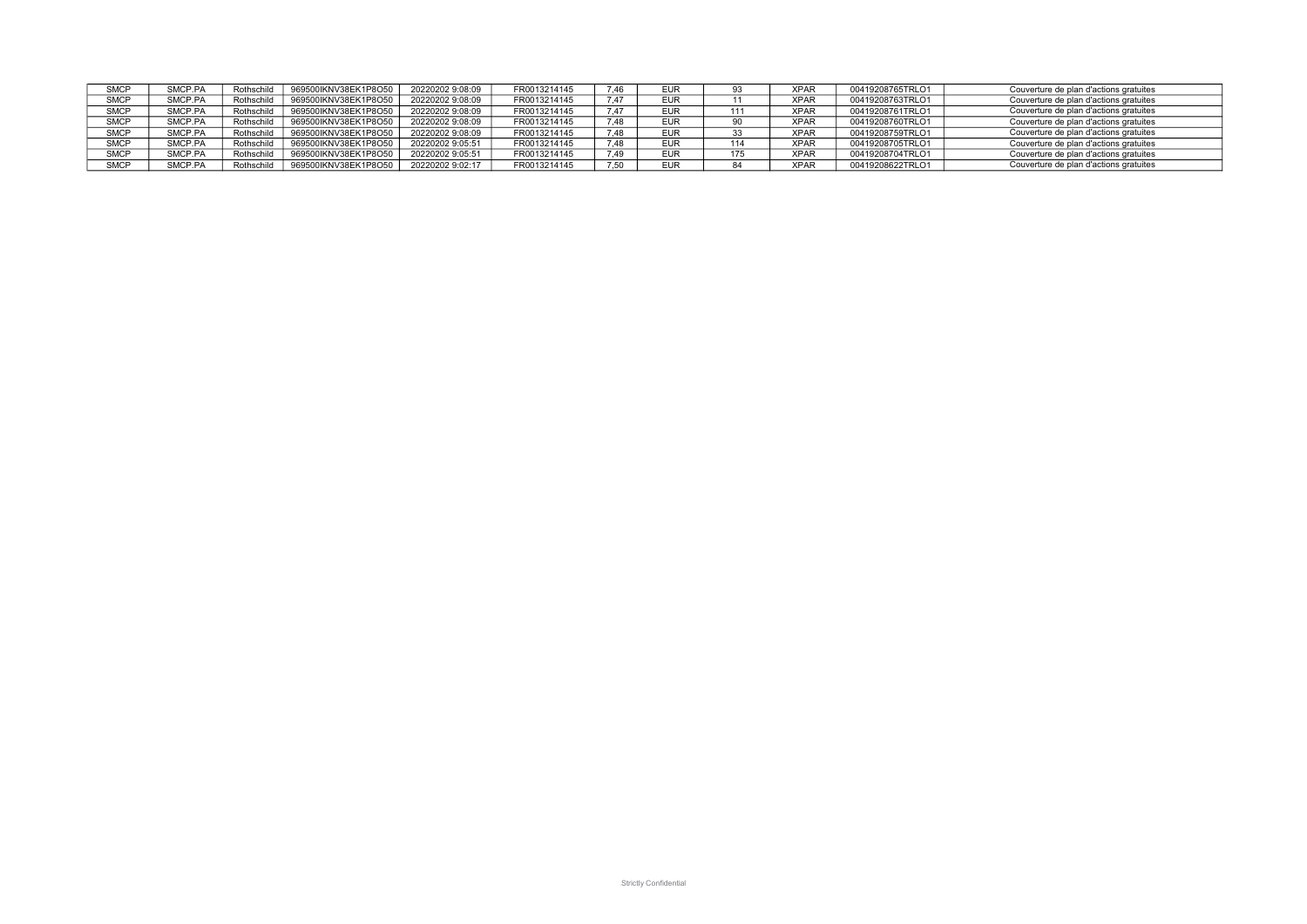| | | | | | | | | | | | | |
|---|---|---|---|---|---|---|---|---|---|---|---|---|
| SMCP | SMCP.PA | Rothschild | 969500IKNV38EK1P8O50 | 20220202 9:08:09 | FR0013214145 | 7,46 | EUR | 93 | XPAR | 00419208765TRLO1 | Couverture de plan d'actions gratuites |
| SMCP | SMCP.PA | Rothschild | 969500IKNV38EK1P8O50 | 20220202 9:08:09 | FR0013214145 | 7,47 | EUR | 11 | XPAR | 00419208763TRLO1 | Couverture de plan d'actions gratuites |
| SMCP | SMCP.PA | Rothschild | 969500IKNV38EK1P8O50 | 20220202 9:08:09 | FR0013214145 | 7,47 | EUR | 111 | XPAR | 00419208761TRLO1 | Couverture de plan d'actions gratuites |
| SMCP | SMCP.PA | Rothschild | 969500IKNV38EK1P8O50 | 20220202 9:08:09 | FR0013214145 | 7,48 | EUR | 90 | XPAR | 00419208760TRLO1 | Couverture de plan d'actions gratuites |
| SMCP | SMCP.PA | Rothschild | 969500IKNV38EK1P8O50 | 20220202 9:08:09 | FR0013214145 | 7,48 | EUR | 33 | XPAR | 00419208759TRLO1 | Couverture de plan d'actions gratuites |
| SMCP | SMCP.PA | Rothschild | 969500IKNV38EK1P8O50 | 20220202 9:05:51 | FR0013214145 | 7,48 | EUR | 114 | XPAR | 00419208705TRLO1 | Couverture de plan d'actions gratuites |
| SMCP | SMCP.PA | Rothschild | 969500IKNV38EK1P8O50 | 20220202 9:05:51 | FR0013214145 | 7,49 | EUR | 175 | XPAR | 00419208704TRLO1 | Couverture de plan d'actions gratuites |
| SMCP | SMCP.PA | Rothschild | 969500IKNV38EK1P8O50 | 20220202 9:02:17 | FR0013214145 | 7,50 | EUR | 84 | XPAR | 00419208622TRLO1 | Couverture de plan d'actions gratuites |

Strictly Confidential